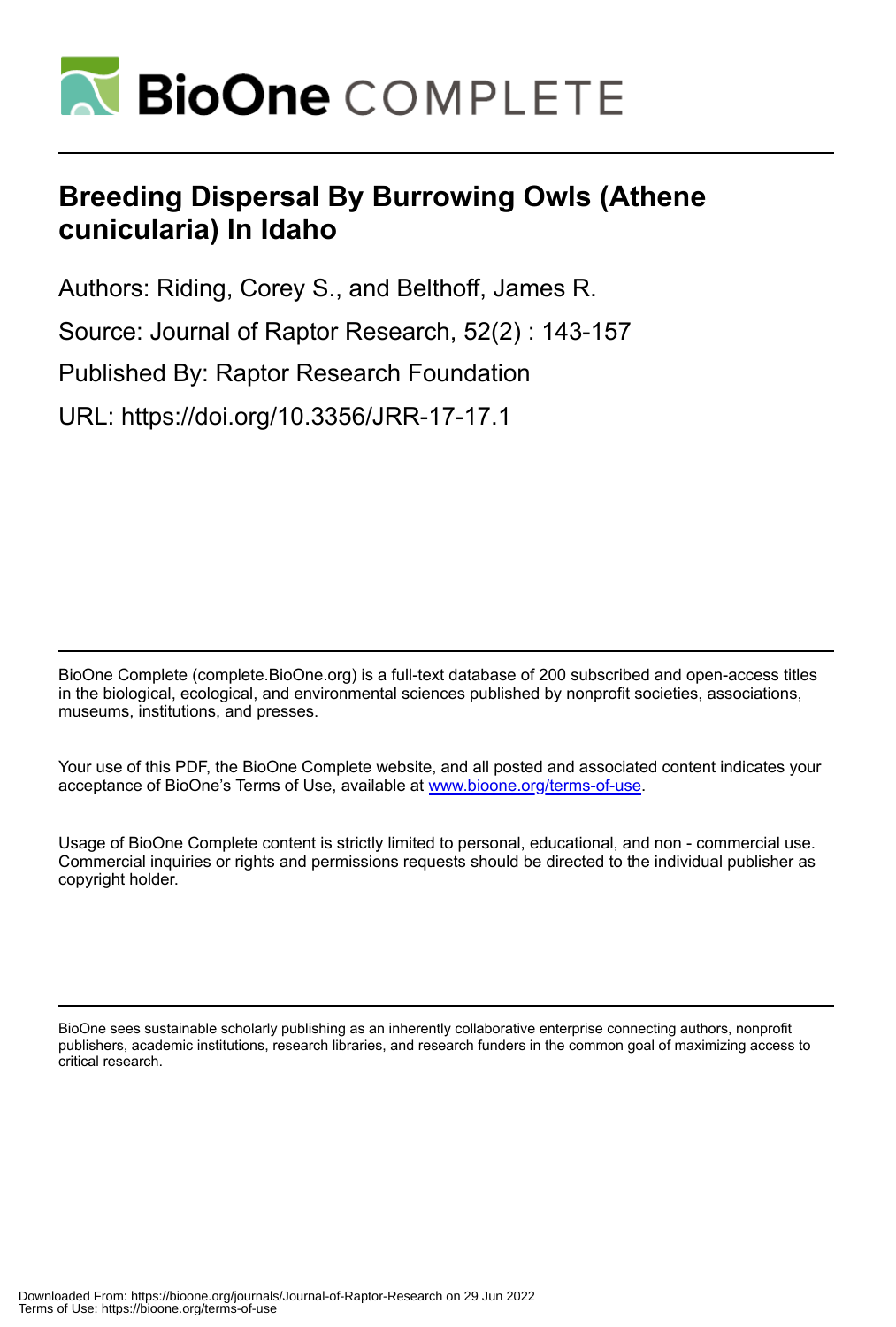# BioOne COMPLETE

## Breeding Dispersal By Burrowing Owls (Athene cunicularia) In Idaho

Authors: Riding, Corey S., and Belthoff, James R.

Source: Journal of Raptor Research, 52(2) : 143-157

Published By: Raptor Research Foundation

URL: https://doi.org/10.3356/JRR-17-17.1

BioOne Complete (complete.BioOne.org) is a full-text database of 200 subscribed and open-access titles in the biological, ecological, and environmental sciences published by nonprofit societies, associations, museums, institutions, and presses.

Your use of this PDF, the BioOne Complete website, and all posted and associated content indicates your acceptance of BioOne's Terms of Use, available at www.bioone.org/terms-of-use.

Usage of BioOne Complete content is strictly limited to personal, educational, and non - commercial use. Commercial inquiries or rights and permissions requests should be directed to the individual publisher as copyright holder.

BioOne sees sustainable scholarly publishing as an inherently collaborative enterprise connecting authors, nonprofit publishers, academic institutions, research libraries, and research funders in the common goal of maximizing access to critical research.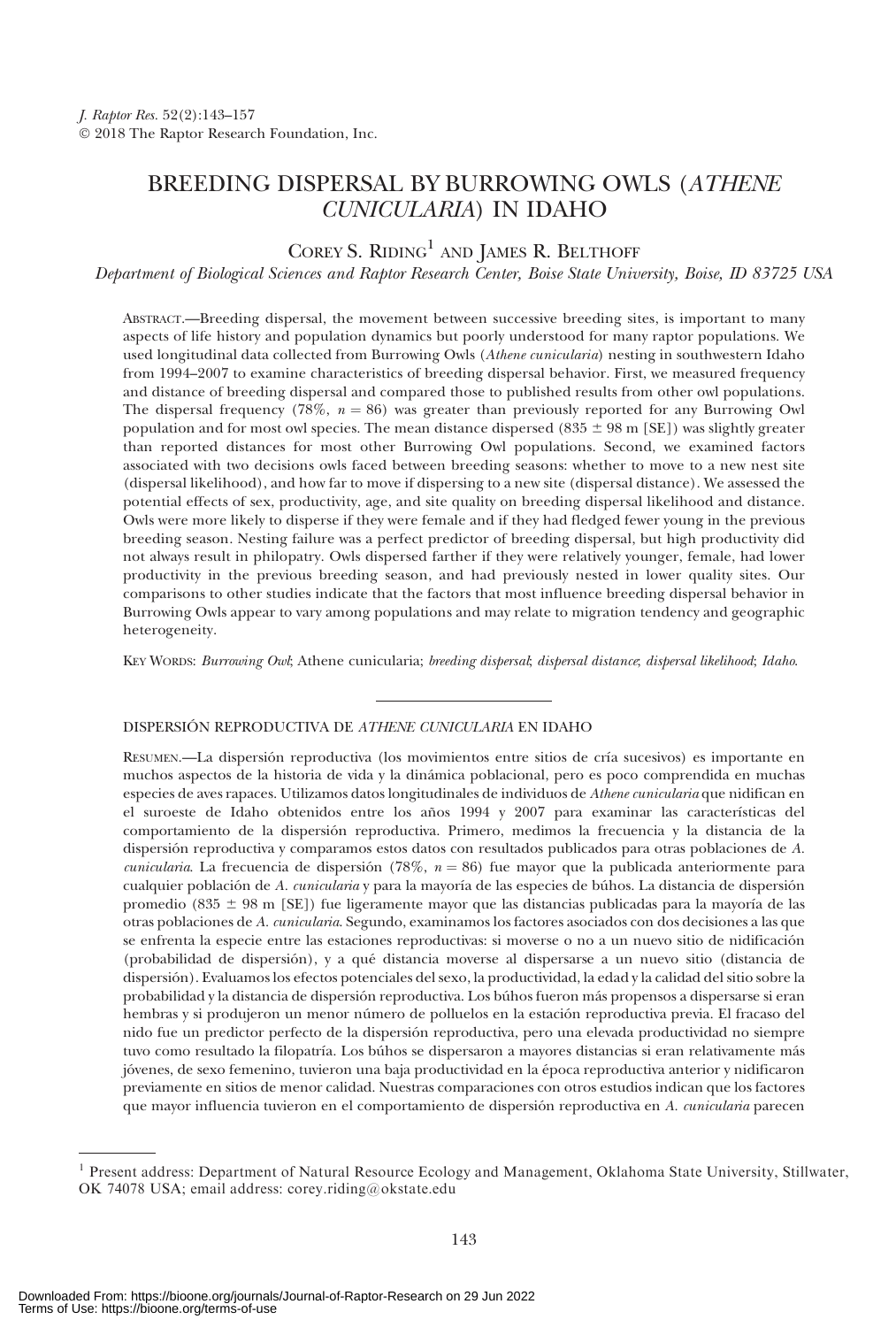*J. Raptor Res.* 52(2):143–157
© 2018 The Raptor Research Foundation, Inc.

# BREEDING DISPERSAL BY BURROWING OWLS (*ATHENE CUNICULARIA*) IN IDAHO

COREY S. RIDING[1] AND JAMES R. BELTHOFF

*Department of Biological Sciences and Raptor Research Center, Boise State University, Boise, ID 83725 USA*

ABSTRACT.—Breeding dispersal, the movement between successive breeding sites, is important to many aspects of life history and population dynamics but poorly understood for many raptor populations. We used longitudinal data collected from Burrowing Owls (*Athene cunicularia*) nesting in southwestern Idaho from 1994–2007 to examine characteristics of breeding dispersal behavior. First, we measured frequency and distance of breeding dispersal and compared those to published results from other owl populations. The dispersal frequency (78%, $n = 86$) was greater than previously reported for any Burrowing Owl population and for most owl species. The mean distance dispersed (835 ± 98 m [SE]) was slightly greater than reported distances for most other Burrowing Owl populations. Second, we examined factors associated with two decisions owls faced between breeding seasons: whether to move to a new nest site (dispersal likelihood), and how far to move if dispersing to a new site (dispersal distance). We assessed the potential effects of sex, productivity, age, and site quality on breeding dispersal likelihood and distance. Owls were more likely to disperse if they were female and if they had fledged fewer young in the previous breeding season. Nesting failure was a perfect predictor of breeding dispersal, but high productivity did not always result in philopatry. Owls dispersed farther if they were relatively younger, female, had lower productivity in the previous breeding season, and had previously nested in lower quality sites. Our comparisons to other studies indicate that the factors that most influence breeding dispersal behavior in Burrowing Owls appear to vary among populations and may relate to migration tendency and geographic heterogeneity.

KEY WORDS: *Burrowing Owl*; Athene cunicularia; *breeding dispersal*; *dispersal distance*; *dispersal likelihood*; *Idaho*.

---

DISPERSIÓN REPRODUCTIVA DE *ATHENE CUNICULARIA* EN IDAHO

RESUMEN.—La dispersión reproductiva (los movimientos entre sitios de cría sucesivos) es importante en muchos aspectos de la historia de vida y la dinámica poblacional, pero es poco comprendida en muchas especies de aves rapaces. Utilizamos datos longitudinales de individuos de *Athene cunicularia* que nidifican en el suroeste de Idaho obtenidos entre los años 1994 y 2007 para examinar las características del comportamiento de la dispersión reproductiva. Primero, medimos la frecuencia y la distancia de la dispersión reproductiva y comparamos estos datos con resultados publicados para otras poblaciones de *A. cunicularia*. La frecuencia de dispersión (78%, $n = 86$) fue mayor que la publicada anteriormente para cualquier población de *A. cunicularia* y para la mayoría de las especies de búhos. La distancia de dispersión promedio (835 ± 98 m [SE]) fue ligeramente mayor que las distancias publicadas para la mayoría de las otras poblaciones de *A. cunicularia*. Segundo, examinamos los factores asociados con dos decisiones a las que se enfrenta la especie entre las estaciones reproductivas: si moverse o no a un nuevo sitio de nidificación (probabilidad de dispersión), y a qué distancia moverse al dispersarse a un nuevo sitio (distancia de dispersión). Evaluamos los efectos potenciales del sexo, la productividad, la edad y la calidad del sitio sobre la probabilidad y la distancia de dispersión reproductiva. Los búhos fueron más propensos a dispersarse si eran hembras y si produjeron un menor número de polluelos en la estación reproductiva previa. El fracaso del nido fue un predictor perfecto de la dispersión reproductiva, pero una elevada productividad no siempre tuvo como resultado la filopatría. Los búhos se dispersaron a mayores distancias si eran relativamente más jóvenes, de sexo femenino, tuvieron una baja productividad en la época reproductiva anterior y nidificaron previamente en sitios de menor calidad. Nuestras comparaciones con otros estudios indican que los factores que mayor influencia tuvieron en el comportamiento de dispersión reproductiva en *A. cunicularia* parecen

---

[1] Present address: Department of Natural Resource Ecology and Management, Oklahoma State University, Stillwater, OK 74078 USA; email address: corey.riding@okstate.edu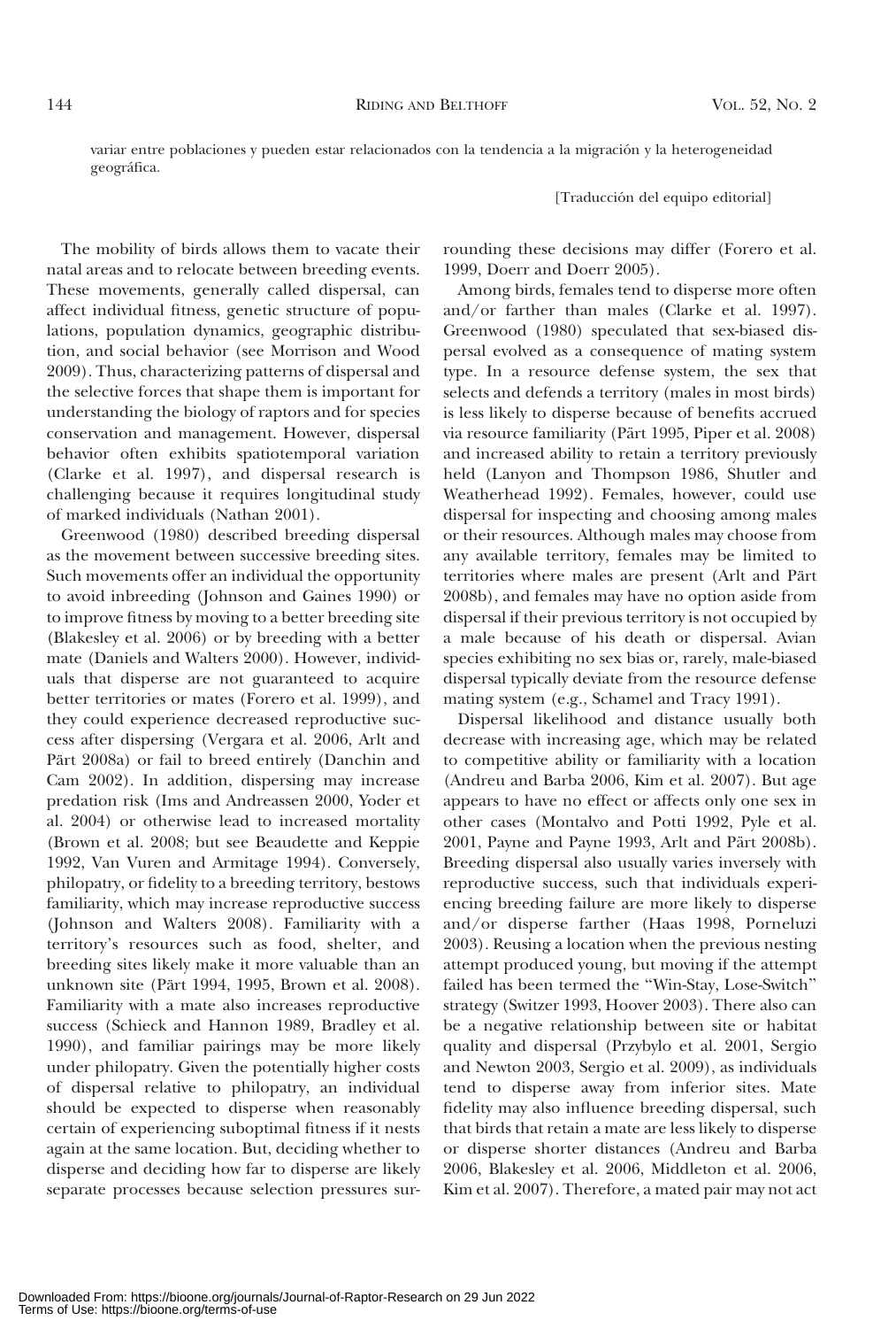variar entre poblaciones y pueden estar relacionados con la tendencia a la migración y la heterogeneidad geográfica.

[Traducción del equipo editorial]

The mobility of birds allows them to vacate their natal areas and to relocate between breeding events. These movements, generally called dispersal, can affect individual fitness, genetic structure of populations, population dynamics, geographic distribution, and social behavior (see Morrison and Wood 2009). Thus, characterizing patterns of dispersal and the selective forces that shape them is important for understanding the biology of raptors and for species conservation and management. However, dispersal behavior often exhibits spatiotemporal variation (Clarke et al. 1997), and dispersal research is challenging because it requires longitudinal study of marked individuals (Nathan 2001).

Greenwood (1980) described breeding dispersal as the movement between successive breeding sites. Such movements offer an individual the opportunity to avoid inbreeding (Johnson and Gaines 1990) or to improve fitness by moving to a better breeding site (Blakesley et al. 2006) or by breeding with a better mate (Daniels and Walters 2000). However, individuals that disperse are not guaranteed to acquire better territories or mates (Forero et al. 1999), and they could experience decreased reproductive success after dispersing (Vergara et al. 2006, Arlt and Pärt 2008a) or fail to breed entirely (Danchin and Cam 2002). In addition, dispersing may increase predation risk (Ims and Andreassen 2000, Yoder et al. 2004) or otherwise lead to increased mortality (Brown et al. 2008; but see Beaudette and Keppie 1992, Van Vuren and Armitage 1994). Conversely, philopatry, or fidelity to a breeding territory, bestows familiarity, which may increase reproductive success (Johnson and Walters 2008). Familiarity with a territory's resources such as food, shelter, and breeding sites likely make it more valuable than an unknown site (Pärt 1994, 1995, Brown et al. 2008). Familiarity with a mate also increases reproductive success (Schieck and Hannon 1989, Bradley et al. 1990), and familiar pairings may be more likely under philopatry. Given the potentially higher costs of dispersal relative to philopatry, an individual should be expected to disperse when reasonably certain of experiencing suboptimal fitness if it nests again at the same location. But, deciding whether to disperse and deciding how far to disperse are likely separate processes because selection pressures surrounding these decisions may differ (Forero et al. 1999, Doerr and Doerr 2005).

Among birds, females tend to disperse more often and/or farther than males (Clarke et al. 1997). Greenwood (1980) speculated that sex-biased dispersal evolved as a consequence of mating system type. In a resource defense system, the sex that selects and defends a territory (males in most birds) is less likely to disperse because of benefits accrued via resource familiarity (Pärt 1995, Piper et al. 2008) and increased ability to retain a territory previously held (Lanyon and Thompson 1986, Shutler and Weatherhead 1992). Females, however, could use dispersal for inspecting and choosing among males or their resources. Although males may choose from any available territory, females may be limited to territories where males are present (Arlt and Pärt 2008b), and females may have no option aside from dispersal if their previous territory is not occupied by a male because of his death or dispersal. Avian species exhibiting no sex bias or, rarely, male-biased dispersal typically deviate from the resource defense mating system (e.g., Schamel and Tracy 1991).

Dispersal likelihood and distance usually both decrease with increasing age, which may be related to competitive ability or familiarity with a location (Andreu and Barba 2006, Kim et al. 2007). But age appears to have no effect or affects only one sex in other cases (Montalvo and Potti 1992, Pyle et al. 2001, Payne and Payne 1993, Arlt and Pärt 2008b). Breeding dispersal also usually varies inversely with reproductive success, such that individuals experiencing breeding failure are more likely to disperse and/or disperse farther (Haas 1998, Porneluzi 2003). Reusing a location when the previous nesting attempt produced young, but moving if the attempt failed has been termed the "Win-Stay, Lose-Switch" strategy (Switzer 1993, Hoover 2003). There also can be a negative relationship between site or habitat quality and dispersal (Przybylo et al. 2001, Sergio and Newton 2003, Sergio et al. 2009), as individuals tend to disperse away from inferior sites. Mate fidelity may also influence breeding dispersal, such that birds that retain a mate are less likely to disperse or disperse shorter distances (Andreu and Barba 2006, Blakesley et al. 2006, Middleton et al. 2006, Kim et al. 2007). Therefore, a mated pair may not act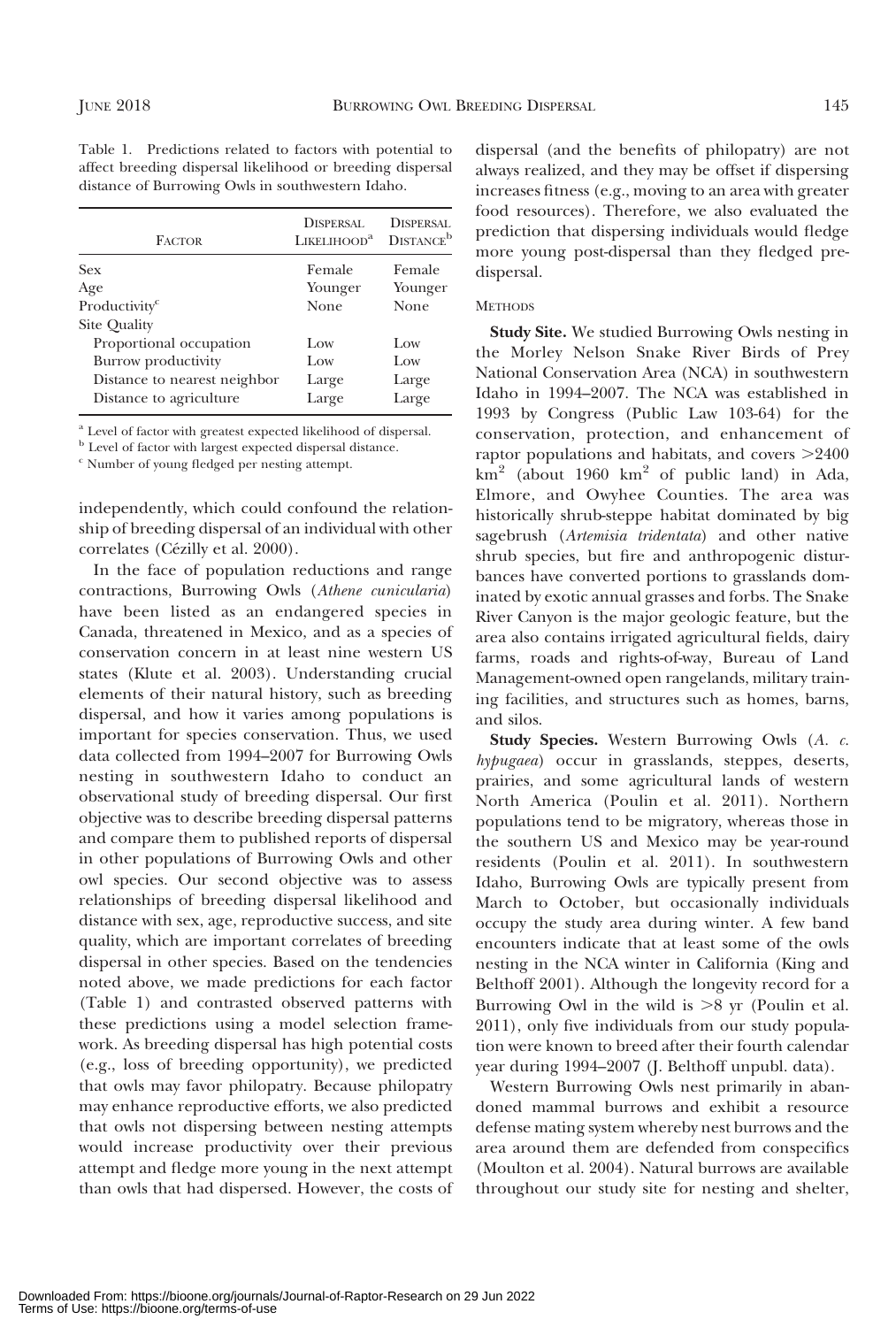Table 1. Predictions related to factors with potential to affect breeding dispersal likelihood or breeding dispersal distance of Burrowing Owls in southwestern Idaho.

| Factor | Dispersal Likelihood[a] | Dispersal Distance[b] |
|---|---|---|
| Sex | Female | Female |
| Age | Younger | Younger |
| Productivity[c] | None | None |
| Site Quality | | |
| Proportional occupation | Low | Low |
| Burrow productivity | Low | Low |
| Distance to nearest neighbor | Large | Large |
| Distance to agriculture | Large | Large |

[a] Level of factor with greatest expected likelihood of dispersal.

[b] Level of factor with largest expected dispersal distance.

[c] Number of young fledged per nesting attempt.

independently, which could confound the relationship of breeding dispersal of an individual with other correlates (Cézilly et al. 2000).

In the face of population reductions and range contractions, Burrowing Owls (*Athene cunicularia*) have been listed as an endangered species in Canada, threatened in Mexico, and as a species of conservation concern in at least nine western US states (Klute et al. 2003). Understanding crucial elements of their natural history, such as breeding dispersal, and how it varies among populations is important for species conservation. Thus, we used data collected from 1994–2007 for Burrowing Owls nesting in southwestern Idaho to conduct an observational study of breeding dispersal. Our first objective was to describe breeding dispersal patterns and compare them to published reports of dispersal in other populations of Burrowing Owls and other owl species. Our second objective was to assess relationships of breeding dispersal likelihood and distance with sex, age, reproductive success, and site quality, which are important correlates of breeding dispersal in other species. Based on the tendencies noted above, we made predictions for each factor (Table 1) and contrasted observed patterns with these predictions using a model selection framework. As breeding dispersal has high potential costs (e.g., loss of breeding opportunity), we predicted that owls may favor philopatry. Because philopatry may enhance reproductive efforts, we also predicted that owls not dispersing between nesting attempts would increase productivity over their previous attempt and fledge more young in the next attempt than owls that had dispersed. However, the costs of dispersal (and the benefits of philopatry) are not always realized, and they may be offset if dispersing increases fitness (e.g., moving to an area with greater food resources). Therefore, we also evaluated the prediction that dispersing individuals would fledge more young post-dispersal than they fledged pre-dispersal.

## Methods

**Study Site.** We studied Burrowing Owls nesting in the Morley Nelson Snake River Birds of Prey National Conservation Area (NCA) in southwestern Idaho in 1994–2007. The NCA was established in 1993 by Congress (Public Law 103-64) for the conservation, protection, and enhancement of raptor populations and habitats, and covers >2400 $km^2$ (about 1960 $km^2$ of public land) in Ada, Elmore, and Owyhee Counties. The area was historically shrub-steppe habitat dominated by big sagebrush (*Artemisia tridentata*) and other native shrub species, but fire and anthropogenic disturbances have converted portions to grasslands dominated by exotic annual grasses and forbs. The Snake River Canyon is the major geologic feature, but the area also contains irrigated agricultural fields, dairy farms, roads and rights-of-way, Bureau of Land Management-owned open rangelands, military training facilities, and structures such as homes, barns, and silos.

**Study Species.** Western Burrowing Owls (*A. c. hypugaea*) occur in grasslands, steppes, deserts, prairies, and some agricultural lands of western North America (Poulin et al. 2011). Northern populations tend to be migratory, whereas those in the southern US and Mexico may be year-round residents (Poulin et al. 2011). In southwestern Idaho, Burrowing Owls are typically present from March to October, but occasionally individuals occupy the study area during winter. A few band encounters indicate that at least some of the owls nesting in the NCA winter in California (King and Belthoff 2001). Although the longevity record for a Burrowing Owl in the wild is >8 yr (Poulin et al. 2011), only five individuals from our study population were known to breed after their fourth calendar year during 1994–2007 (J. Belthoff unpubl. data).

Western Burrowing Owls nest primarily in abandoned mammal burrows and exhibit a resource defense mating system whereby nest burrows and the area around them are defended from conspecifics (Moulton et al. 2004). Natural burrows are available throughout our study site for nesting and shelter,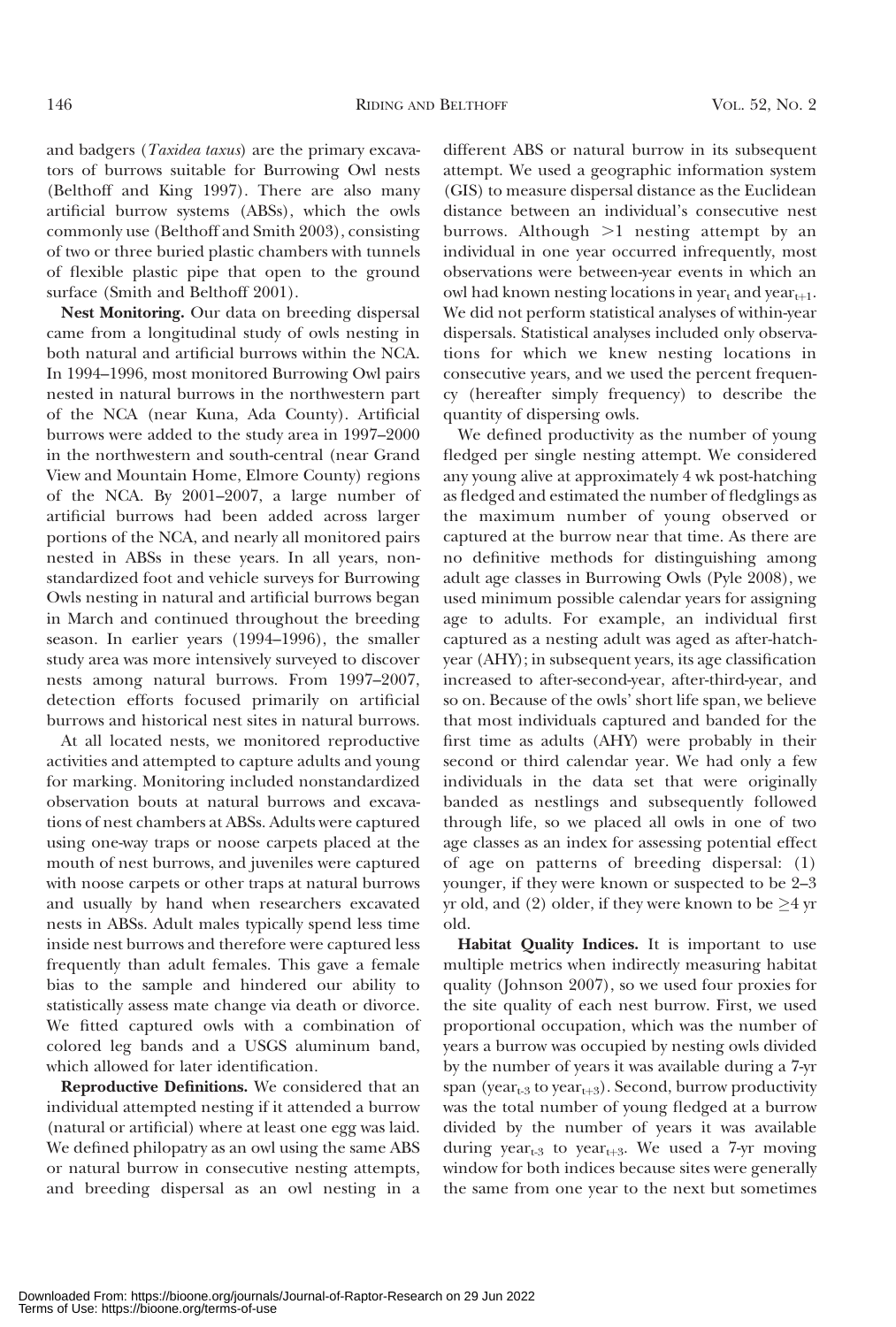and badgers (*Taxidea taxus*) are the primary excavators of burrows suitable for Burrowing Owl nests (Belthoff and King 1997). There are also many artificial burrow systems (ABSs), which the owls commonly use (Belthoff and Smith 2003), consisting of two or three buried plastic chambers with tunnels of flexible plastic pipe that open to the ground surface (Smith and Belthoff 2001).

**Nest Monitoring.** Our data on breeding dispersal came from a longitudinal study of owls nesting in both natural and artificial burrows within the NCA. In 1994–1996, most monitored Burrowing Owl pairs nested in natural burrows in the northwestern part of the NCA (near Kuna, Ada County). Artificial burrows were added to the study area in 1997–2000 in the northwestern and south-central (near Grand View and Mountain Home, Elmore County) regions of the NCA. By 2001–2007, a large number of artificial burrows had been added across larger portions of the NCA, and nearly all monitored pairs nested in ABSs in these years. In all years, nonstandardized foot and vehicle surveys for Burrowing Owls nesting in natural and artificial burrows began in March and continued throughout the breeding season. In earlier years (1994–1996), the smaller study area was more intensively surveyed to discover nests among natural burrows. From 1997–2007, detection efforts focused primarily on artificial burrows and historical nest sites in natural burrows.

At all located nests, we monitored reproductive activities and attempted to capture adults and young for marking. Monitoring included nonstandardized observation bouts at natural burrows and excavations of nest chambers at ABSs. Adults were captured using one-way traps or noose carpets placed at the mouth of nest burrows, and juveniles were captured with noose carpets or other traps at natural burrows and usually by hand when researchers excavated nests in ABSs. Adult males typically spend less time inside nest burrows and therefore were captured less frequently than adult females. This gave a female bias to the sample and hindered our ability to statistically assess mate change via death or divorce. We fitted captured owls with a combination of colored leg bands and a USGS aluminum band, which allowed for later identification.

**Reproductive Definitions.** We considered that an individual attempted nesting if it attended a burrow (natural or artificial) where at least one egg was laid. We defined philopatry as an owl using the same ABS or natural burrow in consecutive nesting attempts, and breeding dispersal as an owl nesting in a different ABS or natural burrow in its subsequent attempt. We used a geographic information system (GIS) to measure dispersal distance as the Euclidean distance between an individual's consecutive nest burrows. Although $>1$ nesting attempt by an individual in one year occurred infrequently, most observations were between-year events in which an owl had known nesting locations in $\text{year}_t$ and $\text{year}_{t+1}$. We did not perform statistical analyses of within-year dispersals. Statistical analyses included only observations for which we knew nesting locations in consecutive years, and we used the percent frequency (hereafter simply frequency) to describe the quantity of dispersing owls.

We defined productivity as the number of young fledged per single nesting attempt. We considered any young alive at approximately 4 wk post-hatching as fledged and estimated the number of fledglings as the maximum number of young observed or captured at the burrow near that time. As there are no definitive methods for distinguishing among adult age classes in Burrowing Owls (Pyle 2008), we used minimum possible calendar years for assigning age to adults. For example, an individual first captured as a nesting adult was aged as after-hatch-year (AHY); in subsequent years, its age classification increased to after-second-year, after-third-year, and so on. Because of the owls' short life span, we believe that most individuals captured and banded for the first time as adults (AHY) were probably in their second or third calendar year. We had only a few individuals in the data set that were originally banded as nestlings and subsequently followed through life, so we placed all owls in one of two age classes as an index for assessing potential effect of age on patterns of breeding dispersal: (1) younger, if they were known or suspected to be 2–3 yr old, and (2) older, if they were known to be $\geq$4 yr old.

**Habitat Quality Indices.** It is important to use multiple metrics when indirectly measuring habitat quality (Johnson 2007), so we used four proxies for the site quality of each nest burrow. First, we used proportional occupation, which was the number of years a burrow was occupied by nesting owls divided by the number of years it was available during a 7-yr span ($\text{year}_{t-3}$ to $\text{year}_{t+3}$). Second, burrow productivity was the total number of young fledged at a burrow divided by the number of years it was available during $\text{year}_{t-3}$ to $\text{year}_{t+3}$. We used a 7-yr moving window for both indices because sites were generally the same from one year to the next but sometimes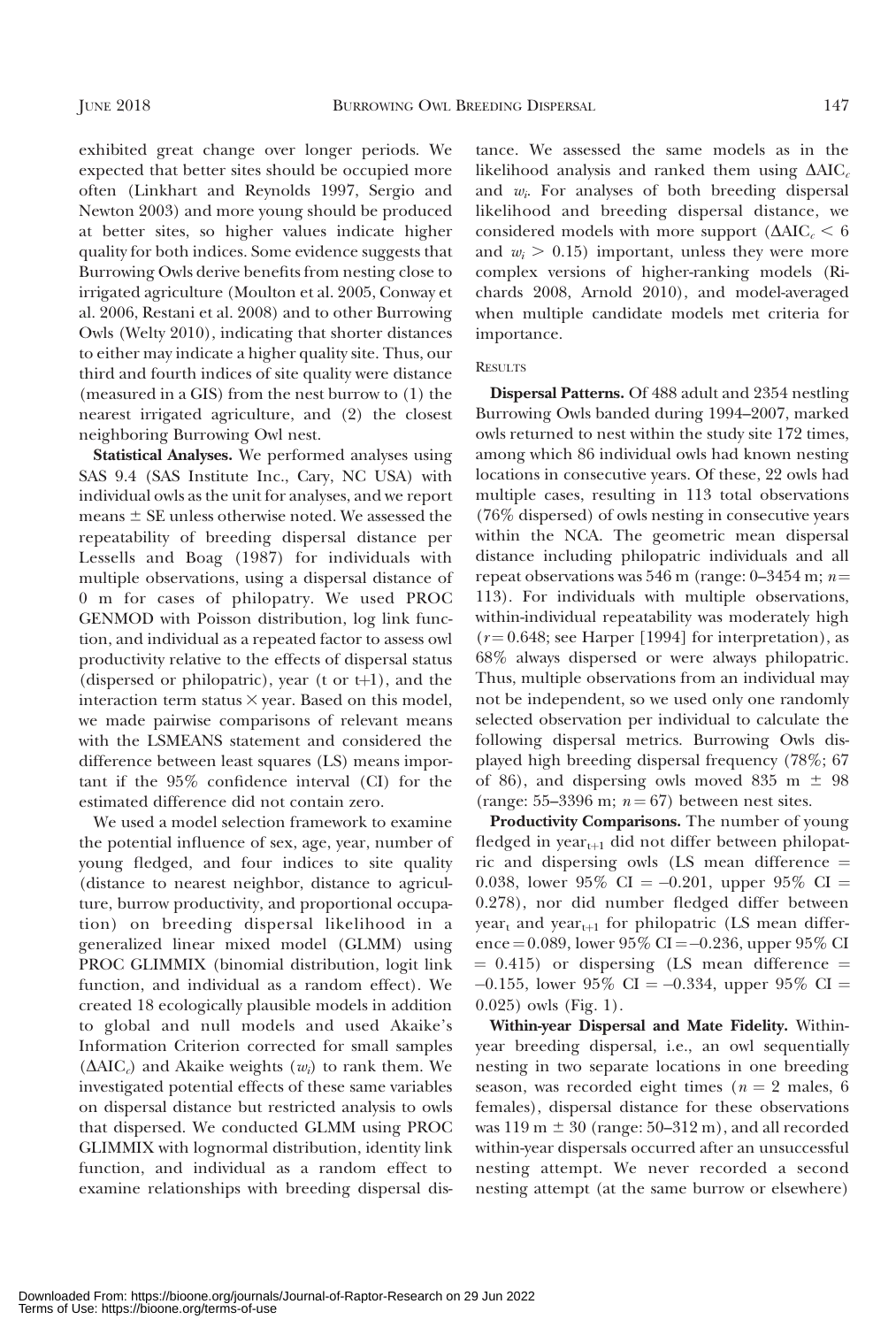exhibited great change over longer periods. We expected that better sites should be occupied more often (Linkhart and Reynolds 1997, Sergio and Newton 2003) and more young should be produced at better sites, so higher values indicate higher quality for both indices. Some evidence suggests that Burrowing Owls derive benefits from nesting close to irrigated agriculture (Moulton et al. 2005, Conway et al. 2006, Restani et al. 2008) and to other Burrowing Owls (Welty 2010), indicating that shorter distances to either may indicate a higher quality site. Thus, our third and fourth indices of site quality were distance (measured in a GIS) from the nest burrow to (1) the nearest irrigated agriculture, and (2) the closest neighboring Burrowing Owl nest.

**Statistical Analyses.** We performed analyses using SAS 9.4 (SAS Institute Inc., Cary, NC USA) with individual owls as the unit for analyses, and we report means ± SE unless otherwise noted. We assessed the repeatability of breeding dispersal distance per Lessells and Boag (1987) for individuals with multiple observations, using a dispersal distance of 0 m for cases of philopatry. We used PROC GENMOD with Poisson distribution, log link function, and individual as a repeated factor to assess owl productivity relative to the effects of dispersal status (dispersed or philopatric), year (t or t+1), and the interaction term status × year. Based on this model, we made pairwise comparisons of relevant means with the LSMEANS statement and considered the difference between least squares (LS) means important if the 95% confidence interval (CI) for the estimated difference did not contain zero.

We used a model selection framework to examine the potential influence of sex, age, year, number of young fledged, and four indices to site quality (distance to nearest neighbor, distance to agriculture, burrow productivity, and proportional occupation) on breeding dispersal likelihood in a generalized linear mixed model (GLMM) using PROC GLIMMIX (binomial distribution, logit link function, and individual as a random effect). We created 18 ecologically plausible models in addition to global and null models and used Akaike's Information Criterion corrected for small samples ($\Delta AIC_c$) and Akaike weights ($w_i$) to rank them. We investigated potential effects of these same variables on dispersal distance but restricted analysis to owls that dispersed. We conducted GLMM using PROC GLIMMIX with lognormal distribution, identity link function, and individual as a random effect to examine relationships with breeding dispersal distance. We assessed the same models as in the likelihood analysis and ranked them using $\Delta AIC_c$ and $w_i$. For analyses of both breeding dispersal likelihood and breeding dispersal distance, we considered models with more support ($\Delta AIC_c < 6$ and $w_i > 0.15$) important, unless they were more complex versions of higher-ranking models (Richards 2008, Arnold 2010), and model-averaged when multiple candidate models met criteria for importance.

## RESULTS

**Dispersal Patterns.** Of 488 adult and 2354 nestling Burrowing Owls banded during 1994–2007, marked owls returned to nest within the study site 172 times, among which 86 individual owls had known nesting locations in consecutive years. Of these, 22 owls had multiple cases, resulting in 113 total observations (76% dispersed) of owls nesting in consecutive years within the NCA. The geometric mean dispersal distance including philopatric individuals and all repeat observations was 546 m (range: 0–3454 m; $n = 113$). For individuals with multiple observations, within-individual repeatability was moderately high ($r = 0.648$; see Harper [1994] for interpretation), as 68% always dispersed or were always philopatric. Thus, multiple observations from an individual may not be independent, so we used only one randomly selected observation per individual to calculate the following dispersal metrics. Burrowing Owls displayed high breeding dispersal frequency (78%; 67 of 86), and dispersing owls moved 835 m ± 98 (range: 55–3396 m; $n = 67$) between nest sites.

**Productivity Comparisons.** The number of young fledged in year$_{t+1}$ did not differ between philopatric and dispersing owls (LS mean difference = 0.038, lower 95% CI = –0.201, upper 95% CI = 0.278), nor did number fledged differ between year$_t$ and year$_{t+1}$ for philopatric (LS mean difference = 0.089, lower 95% CI = –0.236, upper 95% CI = 0.415) or dispersing (LS mean difference = –0.155, lower 95% CI = –0.334, upper 95% CI = 0.025) owls (Fig. 1).

**Within-year Dispersal and Mate Fidelity.** Within-year breeding dispersal, i.e., an owl sequentially nesting in two separate locations in one breeding season, was recorded eight times ($n = 2$ males, 6 females), dispersal distance for these observations was 119 m ± 30 (range: 50–312 m), and all recorded within-year dispersals occurred after an unsuccessful nesting attempt. We never recorded a second nesting attempt (at the same burrow or elsewhere)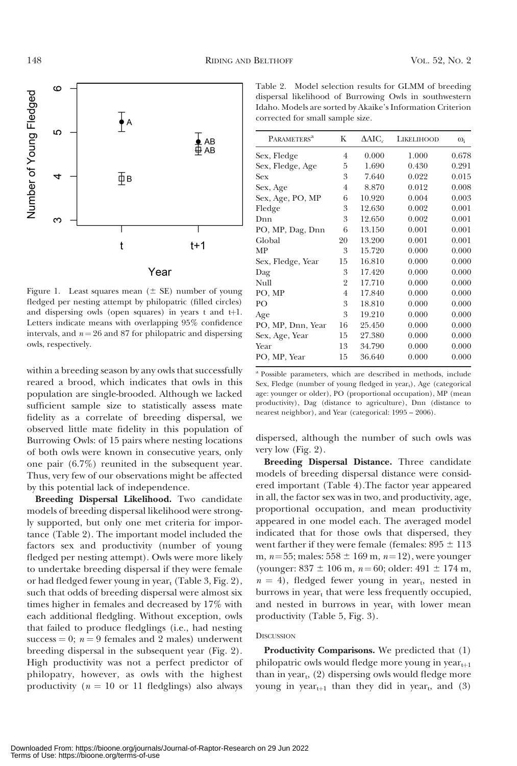Figure 1. Least squares mean (± SE) number of young fledged per nesting attempt by philopatric (filled circles) and dispersing owls (open squares) in years t and t+1. Letters indicate means with overlapping 95% confidence intervals, and $n = 26$ and 87 for philopatric and dispersing owls, respectively.

within a breeding season by any owls that successfully reared a brood, which indicates that owls in this population are single-brooded. Although we lacked sufficient sample size to statistically assess mate fidelity as a correlate of breeding dispersal, we observed little mate fidelity in this population of Burrowing Owls: of 15 pairs where nesting locations of both owls were known in consecutive years, only one pair (6.7%) reunited in the subsequent year. Thus, very few of our observations might be affected by this potential lack of independence.

**Breeding Dispersal Likelihood.** Two candidate models of breeding dispersal likelihood were strongly supported, but only one met criteria for importance (Table 2). The important model included the factors sex and productivity (number of young fledged per nesting attempt). Owls were more likely to undertake breeding dispersal if they were female or had fledged fewer young in $year_t$ (Table 3, Fig. 2), such that odds of breeding dispersal were almost six times higher in females and decreased by 17% with each additional fledgling. Without exception, owls that failed to produce fledglings (i.e., had nesting success = 0; $n = 9$ females and 2 males) underwent breeding dispersal in the subsequent year (Fig. 2). High productivity was not a perfect predictor of philopatry, however, as owls with the highest productivity ($n$ = 10 or 11 fledglings) also always dispersed, although the number of such owls was very low (Fig. 2).

Table 2. Model selection results for GLMM of breeding dispersal likelihood of Burrowing Owls in southwestern Idaho. Models are sorted by Akaike's Information Criterion corrected for small sample size.

| PARAMETERS[a] | K | $\Delta AIC_c$ | LIKELIHOOD | $\omega_i$ |
|---|---|---|---|---|
| Sex, Fledge | 4 | 0.000 | 1.000 | 0.678 |
| Sex, Fledge, Age | 5 | 1.690 | 0.430 | 0.291 |
| Sex | 3 | 7.640 | 0.022 | 0.015 |
| Sex, Age | 4 | 8.870 | 0.012 | 0.008 |
| Sex, Age, PO, MP | 6 | 10.920 | 0.004 | 0.003 |
| Fledge | 3 | 12.630 | 0.002 | 0.001 |
| Dnn | 3 | 12.650 | 0.002 | 0.001 |
| PO, MP, Dag, Dnn | 6 | 13.150 | 0.001 | 0.001 |
| Global | 20 | 13.200 | 0.001 | 0.001 |
| MP | 3 | 15.720 | 0.000 | 0.000 |
| Sex, Fledge, Year | 15 | 16.810 | 0.000 | 0.000 |
| Dag | 3 | 17.420 | 0.000 | 0.000 |
| Null | 2 | 17.710 | 0.000 | 0.000 |
| PO, MP | 4 | 17.840 | 0.000 | 0.000 |
| PO | 3 | 18.810 | 0.000 | 0.000 |
| Age | 3 | 19.210 | 0.000 | 0.000 |
| PO, MP, Dnn, Year | 16 | 25.450 | 0.000 | 0.000 |
| Sex, Age, Year | 15 | 27.380 | 0.000 | 0.000 |
| Year | 13 | 34.790 | 0.000 | 0.000 |
| PO, MP, Year | 15 | 36.640 | 0.000 | 0.000 |

[a] Possible parameters, which are described in methods, include Sex, Fledge (number of young fledged in $year_t$), Age (categorical age: younger or older), PO (proportional occupation), MP (mean productivity), Dag (distance to agriculture), Dnn (distance to nearest neighbor), and Year (categorical: 1995 – 2006).

**Breeding Dispersal Distance.** Three candidate models of breeding dispersal distance were considered important (Table 4). The factor year appeared in all, the factor sex was in two, and productivity, age, proportional occupation, and mean productivity appeared in one model each. The averaged model indicated that for those owls that dispersed, they went farther if they were female (females: 895 ± 113 m, $n = 55$; males: 558 ± 169 m, $n = 12$), were younger (younger: 837 ± 106 m, $n = 60$; older: 491 ± 174 m, $n = 4$), fledged fewer young in $year_t$, nested in burrows in $year_t$ that were less frequently occupied, and nested in burrows in $year_t$ with lower mean productivity (Table 5, Fig. 3).

## DISCUSSION

**Productivity Comparisons.** We predicted that (1) philopatric owls would fledge more young in $year_{t+1}$ than in $year_t$, (2) dispersing owls would fledge more young in $year_{t+1}$ than they did in $year_t$, and (3)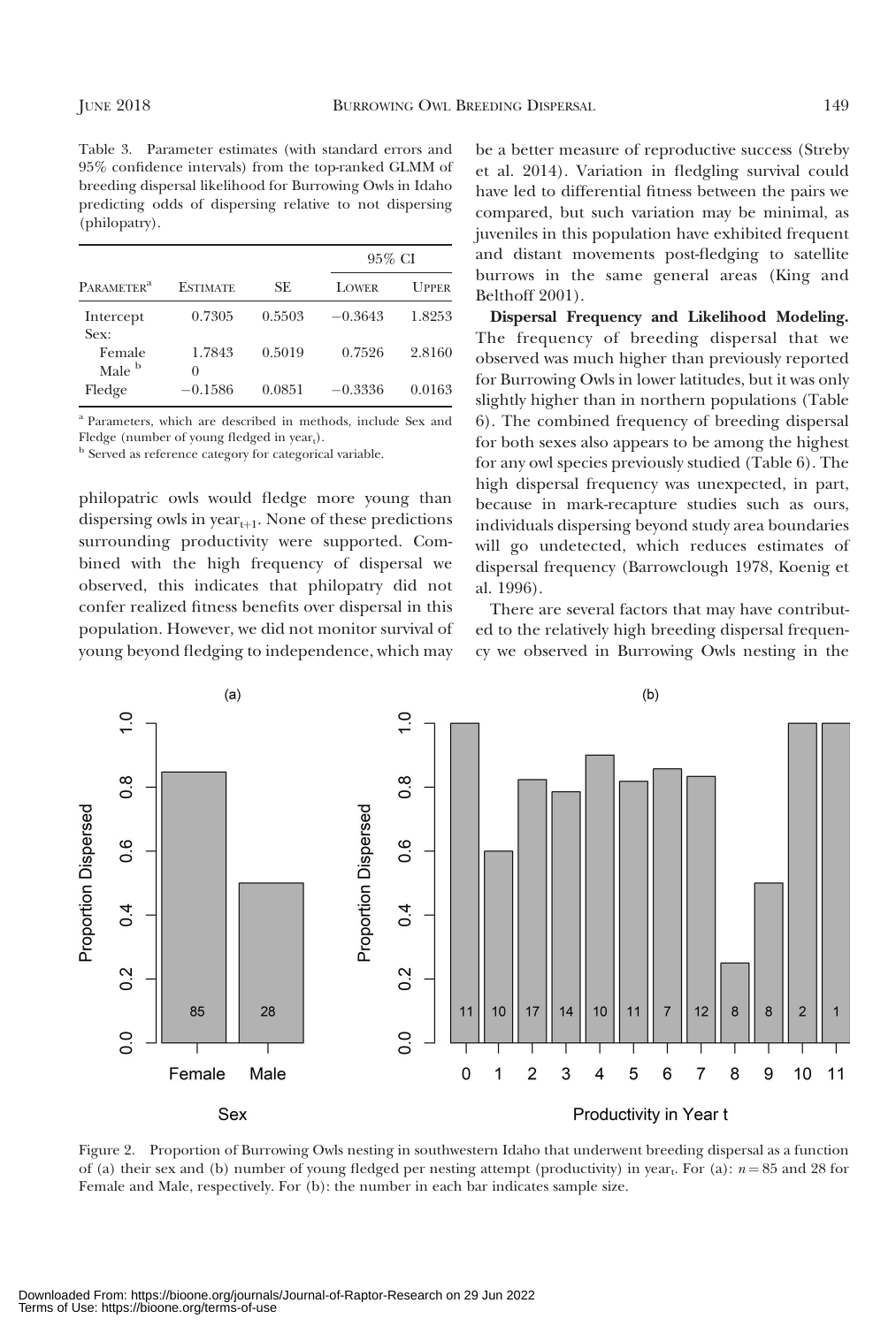Table 3. Parameter estimates (with standard errors and 95% confidence intervals) from the top-ranked GLMM of breeding dispersal likelihood for Burrowing Owls in Idaho predicting odds of dispersing relative to not dispersing (philopatry).

| Parameter[a] | Estimate | SE | 95% CI Lower | 95% CI Upper |
|---|---|---|---|---|
| Intercept | 0.7305 | 0.5503 | −0.3643 | 1.8253 |
| Sex: | | | | |
| Female | 1.7843 | 0.5019 | 0.7526 | 2.8160 |
| Male[b] | 0 | | | |
| Fledge | −0.1586 | 0.0851 | −0.3336 | 0.0163 |

[a] Parameters, which are described in methods, include Sex and Fledge (number of young fledged in $\text{year}_t$).

[b] Served as reference category for categorical variable.

philopatric owls would fledge more young than dispersing owls in $\text{year}_{t+1}$. None of these predictions surrounding productivity were supported. Combined with the high frequency of dispersal we observed, this indicates that philopatry did not confer realized fitness benefits over dispersal in this population. However, we did not monitor survival of young beyond fledging to independence, which may be a better measure of reproductive success (Streby et al. 2014). Variation in fledgling survival could have led to differential fitness between the pairs we compared, but such variation may be minimal, as juveniles in this population have exhibited frequent and distant movements post-fledging to satellite burrows in the same general areas (King and Belthoff 2001).

**Dispersal Frequency and Likelihood Modeling.** The frequency of breeding dispersal that we observed was much higher than previously reported for Burrowing Owls in lower latitudes, but it was only slightly higher than in northern populations (Table 6). The combined frequency of breeding dispersal for both sexes also appears to be among the highest for any owl species previously studied (Table 6). The high dispersal frequency was unexpected, in part, because in mark-recapture studies such as ours, individuals dispersing beyond study area boundaries will go undetected, which reduces estimates of dispersal frequency (Barrowclough 1978, Koenig et al. 1996).

There are several factors that may have contributed to the relatively high breeding dispersal frequency we observed in Burrowing Owls nesting in the

Figure 2. Proportion of Burrowing Owls nesting in southwestern Idaho that underwent breeding dispersal as a function of (a) their sex and (b) number of young fledged per nesting attempt (productivity) in $\text{year}_t$. For (a): $n = 85$ and 28 for Female and Male, respectively. For (b): the number in each bar indicates sample size.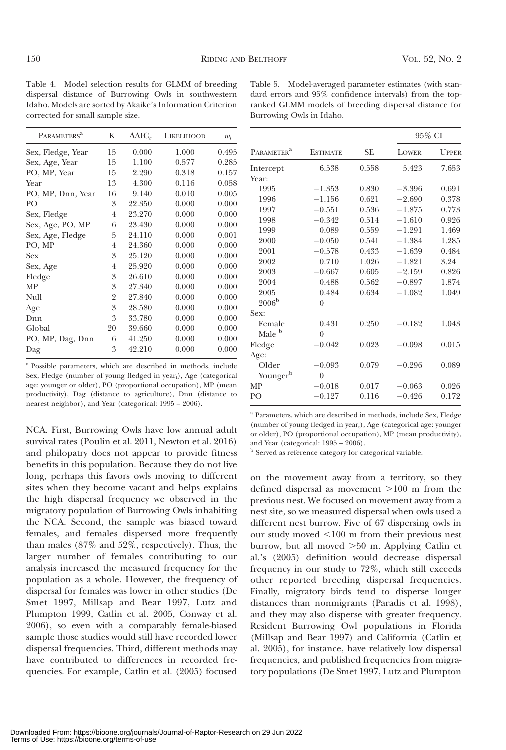Table 4. Model selection results for GLMM of breeding dispersal distance of Burrowing Owls in southwestern Idaho. Models are sorted by Akaike's Information Criterion corrected for small sample size.

| Parameters[a] | K | $\Delta AIC_c$ | Likelihood | $w_i$ |
|---|---|---|---|---|
| Sex, Fledge, Year | 15 | 0.000 | 1.000 | 0.495 |
| Sex, Age, Year | 15 | 1.100 | 0.577 | 0.285 |
| PO, MP, Year | 15 | 2.290 | 0.318 | 0.157 |
| Year | 13 | 4.300 | 0.116 | 0.058 |
| PO, MP, Dnn, Year | 16 | 9.140 | 0.010 | 0.005 |
| PO | 3 | 22.350 | 0.000 | 0.000 |
| Sex, Fledge | 4 | 23.270 | 0.000 | 0.000 |
| Sex, Age, PO, MP | 6 | 23.430 | 0.000 | 0.000 |
| Sex, Age, Fledge | 5 | 24.110 | 0.000 | 0.001 |
| PO, MP | 4 | 24.360 | 0.000 | 0.000 |
| Sex | 3 | 25.120 | 0.000 | 0.000 |
| Sex, Age | 4 | 25.920 | 0.000 | 0.000 |
| Fledge | 3 | 26.610 | 0.000 | 0.000 |
| MP | 3 | 27.340 | 0.000 | 0.000 |
| Null | 2 | 27.840 | 0.000 | 0.000 |
| Age | 3 | 28.580 | 0.000 | 0.000 |
| Dnn | 3 | 33.780 | 0.000 | 0.000 |
| Global | 20 | 39.660 | 0.000 | 0.000 |
| PO, MP, Dag, Dnn | 6 | 41.250 | 0.000 | 0.000 |
| Dag | 3 | 42.210 | 0.000 | 0.000 |

[a] Possible parameters, which are described in methods, include Sex, Fledge (number of young fledged in $year_t$), Age (categorical age: younger or older), PO (proportional occupation), MP (mean productivity), Dag (distance to agriculture), Dnn (distance to nearest neighbor), and Year (categorical: 1995 – 2006).

Table 5. Model-averaged parameter estimates (with standard errors and 95% confidence intervals) from the top-ranked GLMM models of breeding dispersal distance for Burrowing Owls in Idaho.

| | | | 95% CI | |
|---|---|---|---|---|
| Parameter[a] | Estimate | SE | Lower | Upper |
| Intercept | 6.538 | 0.558 | 5.423 | 7.653 |
| Year: | | | | |
| 1995 | −1.353 | 0.830 | −3.396 | 0.691 |
| 1996 | −1.156 | 0.621 | −2.690 | 0.378 |
| 1997 | −0.551 | 0.536 | −1.875 | 0.773 |
| 1998 | −0.342 | 0.514 | −1.610 | 0.926 |
| 1999 | 0.089 | 0.559 | −1.291 | 1.469 |
| 2000 | −0.050 | 0.541 | −1.384 | 1.285 |
| 2001 | −0.578 | 0.433 | −1.639 | 0.484 |
| 2002 | 0.710 | 1.026 | −1.821 | 3.24 |
| 2003 | −0.667 | 0.605 | −2.159 | 0.826 |
| 2004 | 0.488 | 0.562 | −0.897 | 1.874 |
| 2005 | 0.484 | 0.634 | −1.082 | 1.049 |
| 2006[b] | 0 | | | |
| Sex: | | | | |
| Female | 0.431 | 0.250 | −0.182 | 1.043 |
| Male[b] | 0 | | | |
| Fledge | −0.042 | 0.023 | −0.098 | 0.015 |
| Age: | | | | |
| Older | −0.093 | 0.079 | −0.296 | 0.089 |
| Younger[b] | 0 | | | |
| MP | −0.018 | 0.017 | −0.063 | 0.026 |
| PO | −0.127 | 0.116 | −0.426 | 0.172 |

[a] Parameters, which are described in methods, include Sex, Fledge (number of young fledged in $year_t$), Age (categorical age: younger or older), PO (proportional occupation), MP (mean productivity), and Year (categorical: 1995 – 2006).

[b] Served as reference category for categorical variable.

NCA. First, Burrowing Owls have low annual adult survival rates (Poulin et al. 2011, Newton et al. 2016) and philopatry does not appear to provide fitness benefits in this population. Because they do not live long, perhaps this favors owls moving to different sites when they become vacant and helps explains the high dispersal frequency we observed in the migratory population of Burrowing Owls inhabiting the NCA. Second, the sample was biased toward females, and females dispersed more frequently than males (87% and 52%, respectively). Thus, the larger number of females contributing to our analysis increased the measured frequency for the population as a whole. However, the frequency of dispersal for females was lower in other studies (De Smet 1997, Millsap and Bear 1997, Lutz and Plumpton 1999, Catlin et al. 2005, Conway et al. 2006), so even with a comparably female-biased sample those studies would still have recorded lower dispersal frequencies. Third, different methods may have contributed to differences in recorded frequencies. For example, Catlin et al. (2005) focused on the movement away from a territory, so they defined dispersal as movement >100 m from the previous nest. We focused on movement away from a nest site, so we measured dispersal when owls used a different nest burrow. Five of 67 dispersing owls in our study moved <100 m from their previous nest burrow, but all moved >50 m. Applying Catlin et al.'s (2005) definition would decrease dispersal frequency in our study to 72%, which still exceeds other reported breeding dispersal frequencies. Finally, migratory birds tend to disperse longer distances than nonmigrants (Paradis et al. 1998), and they may also disperse with greater frequency. Resident Burrowing Owl populations in Florida (Millsap and Bear 1997) and California (Catlin et al. 2005), for instance, have relatively low dispersal frequencies, and published frequencies from migratory populations (De Smet 1997, Lutz and Plumpton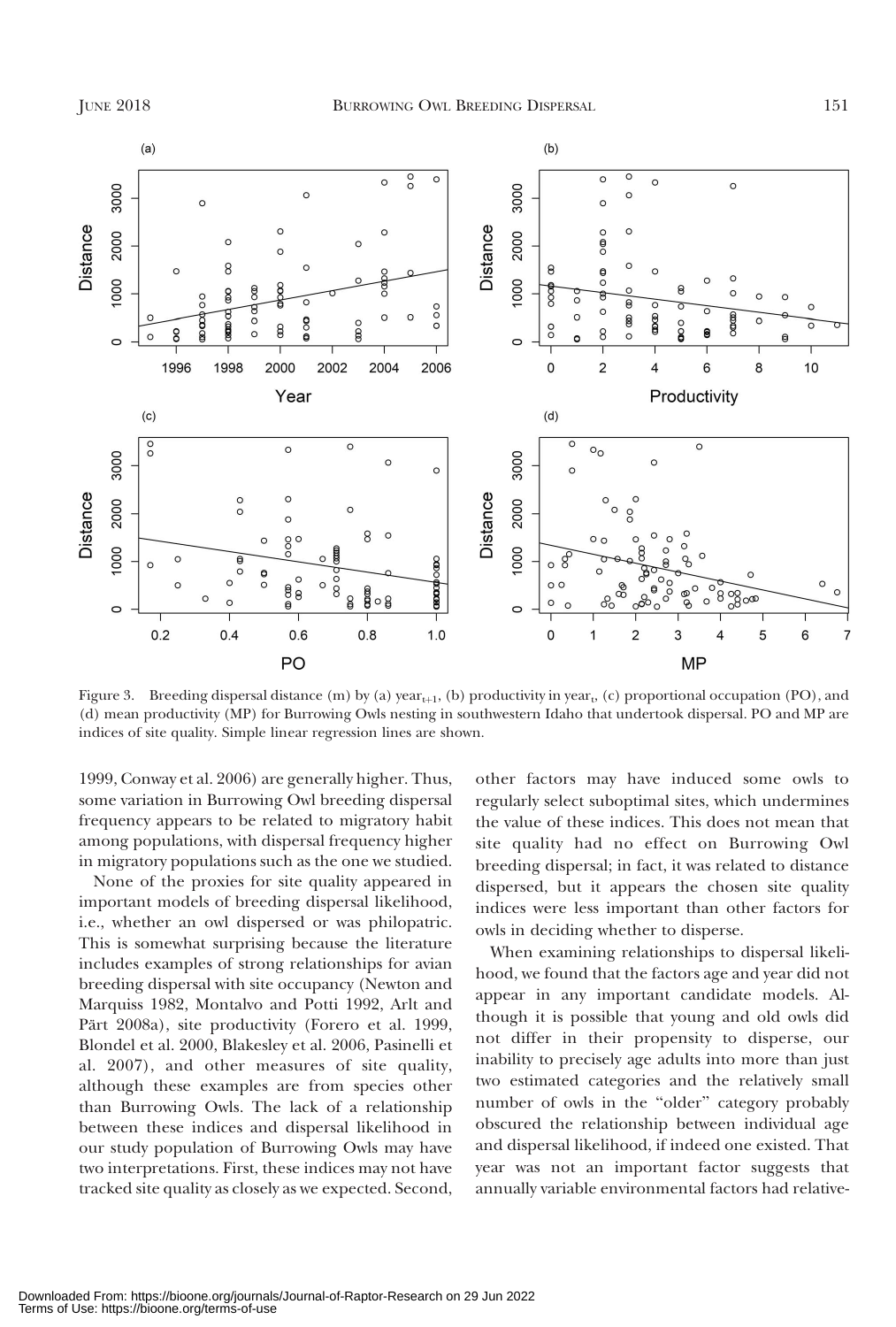Figure 3. Breeding dispersal distance (m) by (a) $year_{t+1}$, (b) productivity in $year_t$, (c) proportional occupation (PO), and (d) mean productivity (MP) for Burrowing Owls nesting in southwestern Idaho that undertook dispersal. PO and MP are indices of site quality. Simple linear regression lines are shown.

1999, Conway et al. 2006) are generally higher. Thus, some variation in Burrowing Owl breeding dispersal frequency appears to be related to migratory habit among populations, with dispersal frequency higher in migratory populations such as the one we studied.

None of the proxies for site quality appeared in important models of breeding dispersal likelihood, i.e., whether an owl dispersed or was philopatric. This is somewhat surprising because the literature includes examples of strong relationships for avian breeding dispersal with site occupancy (Newton and Marquiss 1982, Montalvo and Potti 1992, Arlt and Pärt 2008a), site productivity (Forero et al. 1999, Blondel et al. 2000, Blakesley et al. 2006, Pasinelli et al. 2007), and other measures of site quality, although these examples are from species other than Burrowing Owls. The lack of a relationship between these indices and dispersal likelihood in our study population of Burrowing Owls may have two interpretations. First, these indices may not have tracked site quality as closely as we expected. Second, other factors may have induced some owls to regularly select suboptimal sites, which undermines the value of these indices. This does not mean that site quality had no effect on Burrowing Owl breeding dispersal; in fact, it was related to distance dispersed, but it appears the chosen site quality indices were less important than other factors for owls in deciding whether to disperse.

When examining relationships to dispersal likelihood, we found that the factors age and year did not appear in any important candidate models. Although it is possible that young and old owls did not differ in their propensity to disperse, our inability to precisely age adults into more than just two estimated categories and the relatively small number of owls in the "older" category probably obscured the relationship between individual age and dispersal likelihood, if indeed one existed. That year was not an important factor suggests that annually variable environmental factors had relative-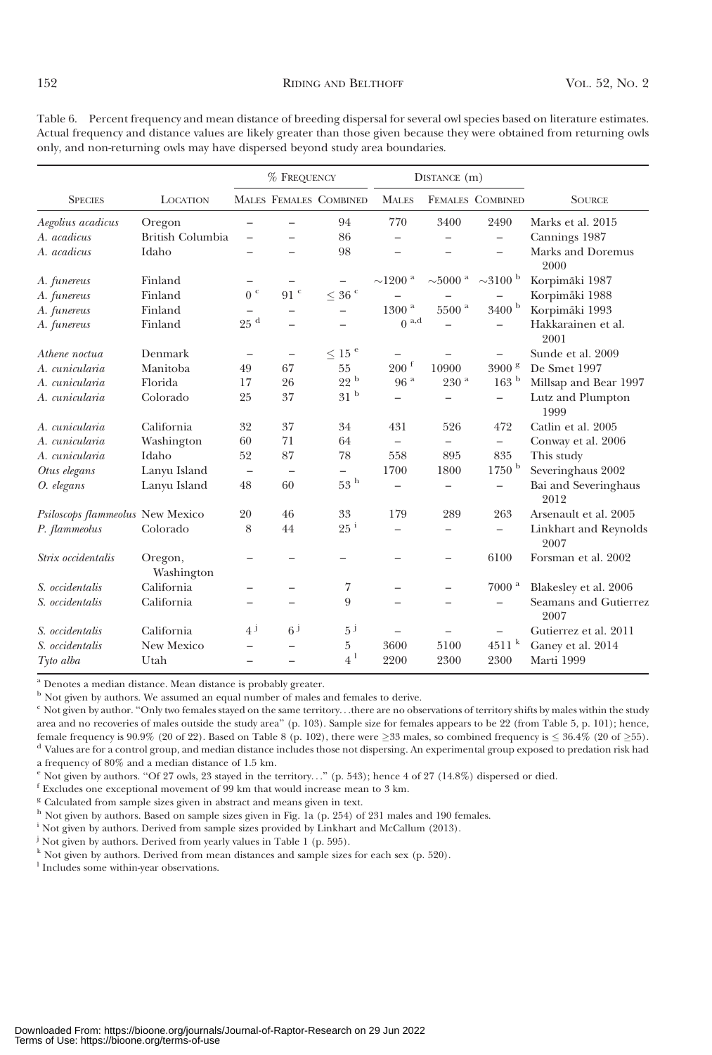Table 6. Percent frequency and mean distance of breeding dispersal for several owl species based on literature estimates. Actual frequency and distance values are likely greater than those given because they were obtained from returning owls only, and non-returning owls may have dispersed beyond study area boundaries.

| Species | Location | % Frequency | | | Distance (m) | | | Source |
|---|---|---|---|---|---|---|---|---|
| | | Males | Females | Combined | Males | Females | Combined | |
| *Aegolius acadicus* | Oregon | – | – | 94 | 770 | 3400 | 2490 | Marks et al. 2015 |
| *A. acadicus* | British Columbia | – | – | 86 | – | – | – | Cannings 1987 |
| *A. acadicus* | Idaho | – | – | 98 | – | – | – | Marks and Doremus 2000 |
| *A. funereus* | Finland | – | – | – | ~1200 [a] | ~5000 [a] | ~3100 [b] | Korpimäki 1987 |
| *A. funereus* | Finland | 0 [c] | 91 [c] | ≤ 36 [c] | – | – | – | Korpimäki 1988 |
| *A. funereus* | Finland | – | – | – | 1300 [a] | 5500 [a] | 3400 [b] | Korpimäki 1993 |
| *A. funereus* | Finland | 25 [d] | – | – | 0 [a,d] | – | – | Hakkarainen et al. 2001 |
| *Athene noctua* | Denmark | – | – | ≤ 15 [e] | – | – | – | Sunde et al. 2009 |
| *A. cunicularia* | Manitoba | 49 | 67 | 55 | 200 [f] | 10900 | 3900 [g] | De Smet 1997 |
| *A. cunicularia* | Florida | 17 | 26 | 22 [b] | 96 [a] | 230 [a] | 163 [b] | Millsap and Bear 1997 |
| *A. cunicularia* | Colorado | 25 | 37 | 31 [b] | – | – | – | Lutz and Plumpton 1999 |
| *A. cunicularia* | California | 32 | 37 | 34 | 431 | 526 | 472 | Catlin et al. 2005 |
| *A. cunicularia* | Washington | 60 | 71 | 64 | – | – | – | Conway et al. 2006 |
| *A. cunicularia* | Idaho | 52 | 87 | 78 | 558 | 895 | 835 | This study |
| *Otus elegans* | Lanyu Island | – | – | – | 1700 | 1800 | 1750 [b] | Severinghaus 2002 |
| *O. elegans* | Lanyu Island | 48 | 60 | 53 [h] | – | – | – | Bai and Severinghaus 2012 |
| *Psiloscops flammeolus* | New Mexico | 20 | 46 | 33 | 179 | 289 | 263 | Arsenault et al. 2005 |
| *P. flammeolus* | Colorado | 8 | 44 | 25 [i] | – | – | – | Linkhart and Reynolds 2007 |
| *Strix occidentalis* | Oregon, Washington | – | – | – | – | – | 6100 | Forsman et al. 2002 |
| *S. occidentalis* | California | – | – | 7 | – | – | 7000 [a] | Blakesley et al. 2006 |
| *S. occidentalis* | California | – | – | 9 | – | – | – | Seamans and Gutierrez 2007 |
| *S. occidentalis* | California | 4 [j] | 6 [j] | 5 [j] | – | – | – | Gutierrez et al. 2011 |
| *S. occidentalis* | New Mexico | – | – | 5 | 3600 | 5100 | 4511 [k] | Ganey et al. 2014 |
| *Tyto alba* | Utah | – | – | 4 [l] | 2200 | 2300 | 2300 | Marti 1999 |

[a] Denotes a median distance. Mean distance is probably greater.

[b] Not given by authors. We assumed an equal number of males and females to derive.

[c] Not given by author. "Only two females stayed on the same territory...there are no observations of territory shifts by males within the study area and no recoveries of males outside the study area" (p. 103). Sample size for females appears to be 22 (from Table 5, p. 101); hence, female frequency is 90.9% (20 of 22). Based on Table 8 (p. 102), there were ≥33 males, so combined frequency is ≤ 36.4% (20 of ≥55).

[d] Values are for a control group, and median distance includes those not dispersing. An experimental group exposed to predation risk had a frequency of 80% and a median distance of 1.5 km.

[e] Not given by authors. "Of 27 owls, 23 stayed in the territory..." (p. 543); hence 4 of 27 (14.8%) dispersed or died.

[f] Excludes one exceptional movement of 99 km that would increase mean to 3 km.

[g] Calculated from sample sizes given in abstract and means given in text.

[h] Not given by authors. Based on sample sizes given in Fig. 1a (p. 254) of 231 males and 190 females.

[i] Not given by authors. Derived from sample sizes provided by Linkhart and McCallum (2013).

[j] Not given by authors. Derived from yearly values in Table 1 (p. 595).

[k] Not given by authors. Derived from mean distances and sample sizes for each sex (p. 520).

[l] Includes some within-year observations.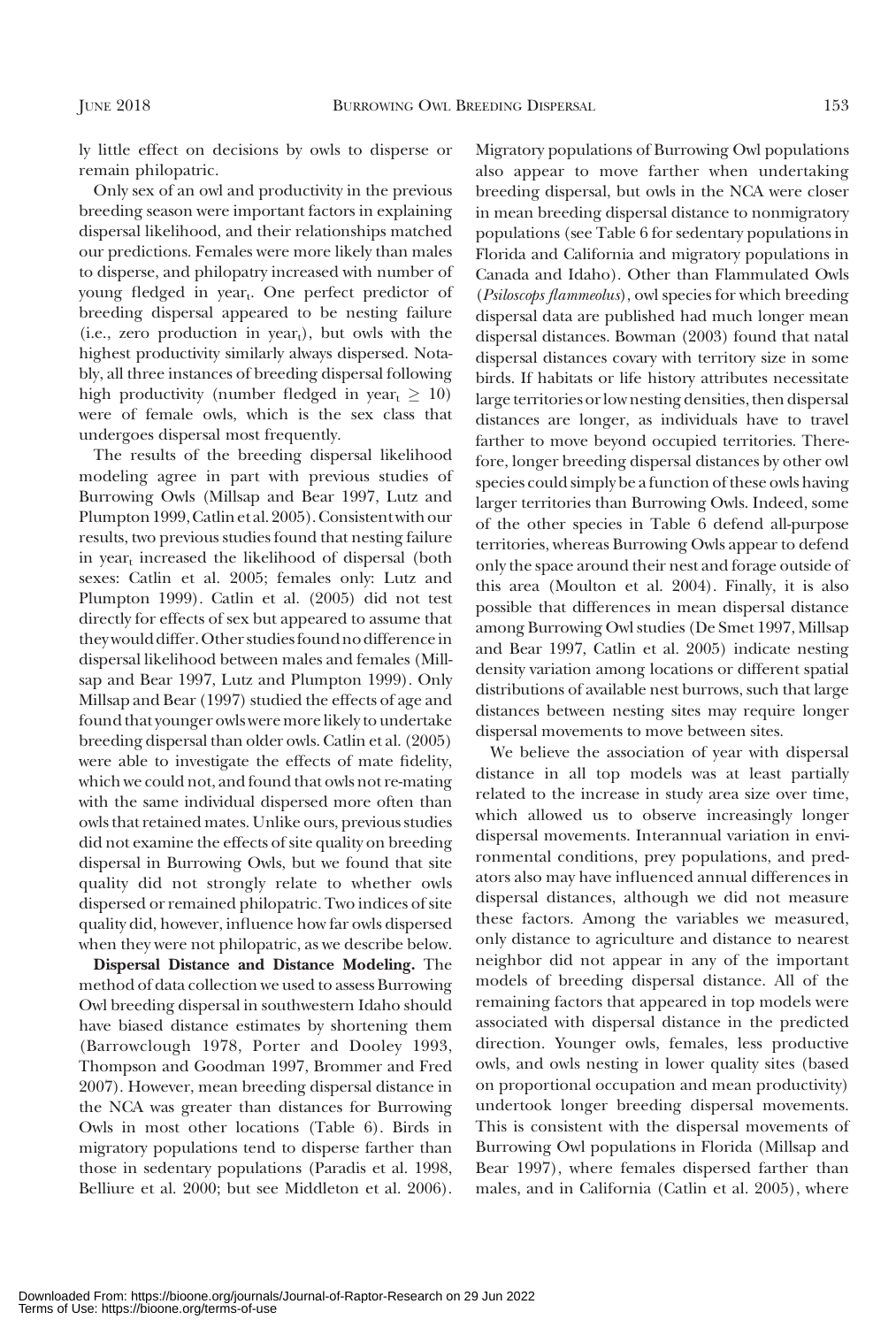ly little effect on decisions by owls to disperse or remain philopatric.

Only sex of an owl and productivity in the previous breeding season were important factors in explaining dispersal likelihood, and their relationships matched our predictions. Females were more likely than males to disperse, and philopatry increased with number of young fledged in $year_t$. One perfect predictor of breeding dispersal appeared to be nesting failure (i.e., zero production in $year_t$), but owls with the highest productivity similarly always dispersed. Notably, all three instances of breeding dispersal following high productivity (number fledged in $year_t \geq 10$) were of female owls, which is the sex class that undergoes dispersal most frequently.

The results of the breeding dispersal likelihood modeling agree in part with previous studies of Burrowing Owls (Millsap and Bear 1997, Lutz and Plumpton 1999, Catlin et al. 2005). Consistent with our results, two previous studies found that nesting failure in $year_t$ increased the likelihood of dispersal (both sexes: Catlin et al. 2005; females only: Lutz and Plumpton 1999). Catlin et al. (2005) did not test directly for effects of sex but appeared to assume that they would differ. Other studies found no difference in dispersal likelihood between males and females (Millsap and Bear 1997, Lutz and Plumpton 1999). Only Millsap and Bear (1997) studied the effects of age and found that younger owls were more likely to undertake breeding dispersal than older owls. Catlin et al. (2005) were able to investigate the effects of mate fidelity, which we could not, and found that owls not re-mating with the same individual dispersed more often than owls that retained mates. Unlike ours, previous studies did not examine the effects of site quality on breeding dispersal in Burrowing Owls, but we found that site quality did not strongly relate to whether owls dispersed or remained philopatric. Two indices of site quality did, however, influence how far owls dispersed when they were not philopatric, as we describe below.

**Dispersal Distance and Distance Modeling.** The method of data collection we used to assess Burrowing Owl breeding dispersal in southwestern Idaho should have biased distance estimates by shortening them (Barrowclough 1978, Porter and Dooley 1993, Thompson and Goodman 1997, Brommer and Fred 2007). However, mean breeding dispersal distance in the NCA was greater than distances for Burrowing Owls in most other locations (Table 6). Birds in migratory populations tend to disperse farther than those in sedentary populations (Paradis et al. 1998, Belliure et al. 2000; but see Middleton et al. 2006). Migratory populations of Burrowing Owl populations also appear to move farther when undertaking breeding dispersal, but owls in the NCA were closer in mean breeding dispersal distance to nonmigratory populations (see Table 6 for sedentary populations in Florida and California and migratory populations in Canada and Idaho). Other than Flammulated Owls (*Psiloscops flammeolus*), owl species for which breeding dispersal data are published had much longer mean dispersal distances. Bowman (2003) found that natal dispersal distances covary with territory size in some birds. If habitats or life history attributes necessitate large territories or low nesting densities, then dispersal distances are longer, as individuals have to travel farther to move beyond occupied territories. Therefore, longer breeding dispersal distances by other owl species could simply be a function of these owls having larger territories than Burrowing Owls. Indeed, some of the other species in Table 6 defend all-purpose territories, whereas Burrowing Owls appear to defend only the space around their nest and forage outside of this area (Moulton et al. 2004). Finally, it is also possible that differences in mean dispersal distance among Burrowing Owl studies (De Smet 1997, Millsap and Bear 1997, Catlin et al. 2005) indicate nesting density variation among locations or different spatial distributions of available nest burrows, such that large distances between nesting sites may require longer dispersal movements to move between sites.

We believe the association of year with dispersal distance in all top models was at least partially related to the increase in study area size over time, which allowed us to observe increasingly longer dispersal movements. Interannual variation in environmental conditions, prey populations, and predators also may have influenced annual differences in dispersal distances, although we did not measure these factors. Among the variables we measured, only distance to agriculture and distance to nearest neighbor did not appear in any of the important models of breeding dispersal distance. All of the remaining factors that appeared in top models were associated with dispersal distance in the predicted direction. Younger owls, females, less productive owls, and owls nesting in lower quality sites (based on proportional occupation and mean productivity) undertook longer breeding dispersal movements. This is consistent with the dispersal movements of Burrowing Owl populations in Florida (Millsap and Bear 1997), where females dispersed farther than males, and in California (Catlin et al. 2005), where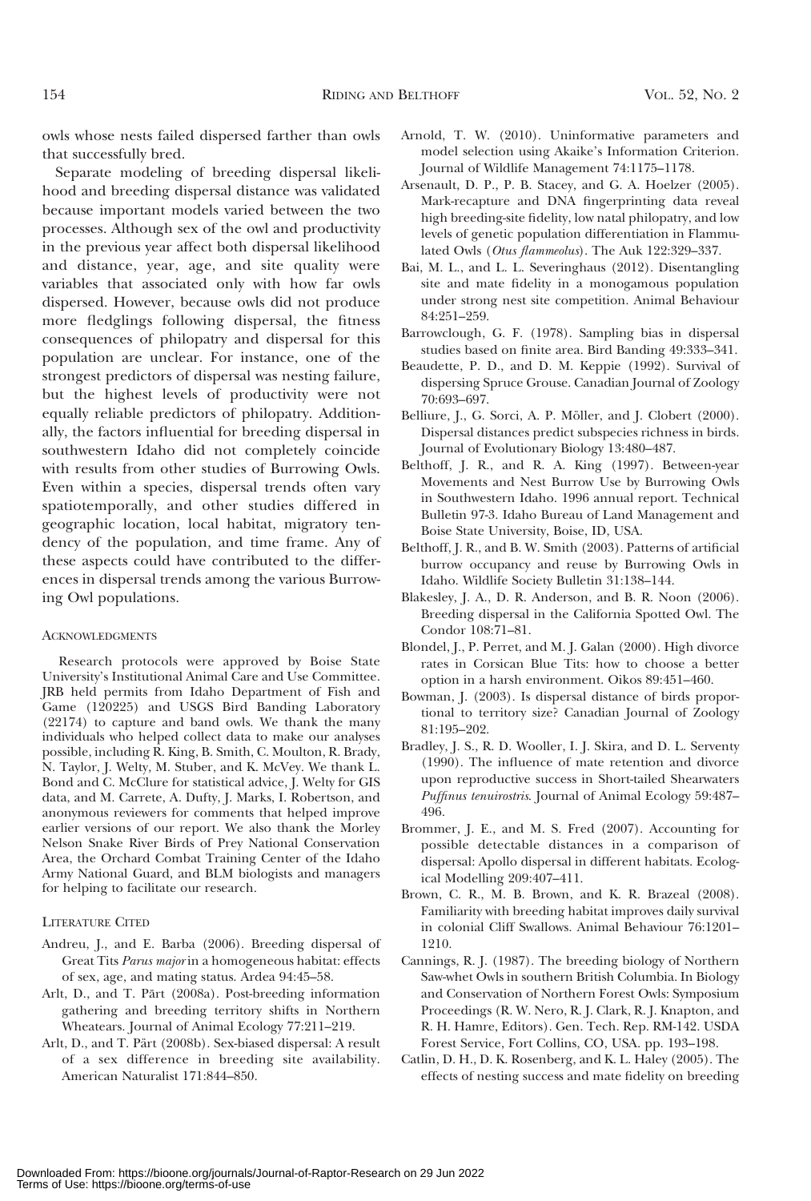owls whose nests failed dispersed farther than owls that successfully bred.

Separate modeling of breeding dispersal likelihood and breeding dispersal distance was validated because important models varied between the two processes. Although sex of the owl and productivity in the previous year affect both dispersal likelihood and distance, year, age, and site quality were variables that associated only with how far owls dispersed. However, because owls did not produce more fledglings following dispersal, the fitness consequences of philopatry and dispersal for this population are unclear. For instance, one of the strongest predictors of dispersal was nesting failure, but the highest levels of productivity were not equally reliable predictors of philopatry. Additionally, the factors influential for breeding dispersal in southwestern Idaho did not completely coincide with results from other studies of Burrowing Owls. Even within a species, dispersal trends often vary spatiotemporally, and other studies differed in geographic location, local habitat, migratory tendency of the population, and time frame. Any of these aspects could have contributed to the differences in dispersal trends among the various Burrowing Owl populations.

#### Acknowledgments

Research protocols were approved by Boise State University's Institutional Animal Care and Use Committee. JRB held permits from Idaho Department of Fish and Game (120225) and USGS Bird Banding Laboratory (22174) to capture and band owls. We thank the many individuals who helped collect data to make our analyses possible, including R. King, B. Smith, C. Moulton, R. Brady, N. Taylor, J. Welty, M. Stuber, and K. McVey. We thank L. Bond and C. McClure for statistical advice, J. Welty for GIS data, and M. Carrete, A. Dufty, J. Marks, I. Robertson, and anonymous reviewers for comments that helped improve earlier versions of our report. We also thank the Morley Nelson Snake River Birds of Prey National Conservation Area, the Orchard Combat Training Center of the Idaho Army National Guard, and BLM biologists and managers for helping to facilitate our research.

#### Literature Cited

Andreu, J., and E. Barba (2006). Breeding dispersal of Great Tits *Parus major* in a homogeneous habitat: effects of sex, age, and mating status. Ardea 94:45–58.

Arlt, D., and T. Pärt (2008a). Post-breeding information gathering and breeding territory shifts in Northern Wheatears. Journal of Animal Ecology 77:211–219.

Arlt, D., and T. Pärt (2008b). Sex-biased dispersal: A result of a sex difference in breeding site availability. American Naturalist 171:844–850.

Arnold, T. W. (2010). Uninformative parameters and model selection using Akaike's Information Criterion. Journal of Wildlife Management 74:1175–1178.

Arsenault, D. P., P. B. Stacey, and G. A. Hoelzer (2005). Mark-recapture and DNA fingerprinting data reveal high breeding-site fidelity, low natal philopatry, and low levels of genetic population differentiation in Flammulated Owls (*Otus flammeolus*). The Auk 122:329–337.

Bai, M. L., and L. L. Severinghaus (2012). Disentangling site and mate fidelity in a monogamous population under strong nest site competition. Animal Behaviour 84:251–259.

Barrowclough, G. F. (1978). Sampling bias in dispersal studies based on finite area. Bird Banding 49:333–341.

Beaudette, P. D., and D. M. Keppie (1992). Survival of dispersing Spruce Grouse. Canadian Journal of Zoology 70:693–697.

Belliure, J., G. Sorci, A. P. Möller, and J. Clobert (2000). Dispersal distances predict subspecies richness in birds. Journal of Evolutionary Biology 13:480–487.

Belthoff, J. R., and R. A. King (1997). Between-year Movements and Nest Burrow Use by Burrowing Owls in Southwestern Idaho. 1996 annual report. Technical Bulletin 97-3. Idaho Bureau of Land Management and Boise State University, Boise, ID, USA.

Belthoff, J. R., and B. W. Smith (2003). Patterns of artificial burrow occupancy and reuse by Burrowing Owls in Idaho. Wildlife Society Bulletin 31:138–144.

Blakesley, J. A., D. R. Anderson, and B. R. Noon (2006). Breeding dispersal in the California Spotted Owl. The Condor 108:71–81.

Blondel, J., P. Perret, and M. J. Galan (2000). High divorce rates in Corsican Blue Tits: how to choose a better option in a harsh environment. Oikos 89:451–460.

Bowman, J. (2003). Is dispersal distance of birds proportional to territory size? Canadian Journal of Zoology 81:195–202.

Bradley, J. S., R. D. Wooller, I. J. Skira, and D. L. Serventy (1990). The influence of mate retention and divorce upon reproductive success in Short-tailed Shearwaters *Puffinus tenuirostris*. Journal of Animal Ecology 59:487–496.

Brommer, J. E., and M. S. Fred (2007). Accounting for possible detectable distances in a comparison of dispersal: Apollo dispersal in different habitats. Ecological Modelling 209:407–411.

Brown, C. R., M. B. Brown, and K. R. Brazeal (2008). Familiarity with breeding habitat improves daily survival in colonial Cliff Swallows. Animal Behaviour 76:1201–1210.

Cannings, R. J. (1987). The breeding biology of Northern Saw-whet Owls in southern British Columbia. In Biology and Conservation of Northern Forest Owls: Symposium Proceedings (R. W. Nero, R. J. Clark, R. J. Knapton, and R. H. Hamre, Editors). Gen. Tech. Rep. RM-142. USDA Forest Service, Fort Collins, CO, USA. pp. 193–198.

Catlin, D. H., D. K. Rosenberg, and K. L. Haley (2005). The effects of nesting success and mate fidelity on breeding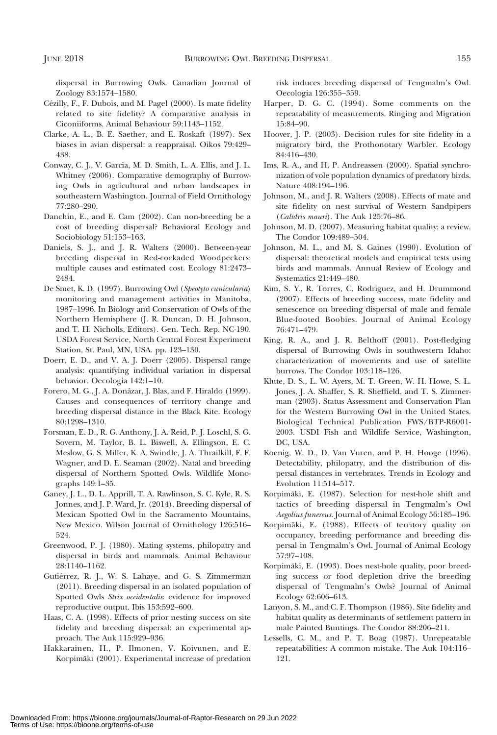dispersal in Burrowing Owls. Canadian Journal of Zoology 83:1574–1580.

Cézilly, F., F. Dubois, and M. Pagel (2000). Is mate fidelity related to site fidelity? A comparative analysis in Ciconiiforms. Animal Behaviour 59:1143–1152.

Clarke, A. L., B. E. Saether, and E. Roskaft (1997). Sex biases in avian dispersal: a reappraisal. Oikos 79:429–438.

Conway, C. J., V. Garcia, M. D. Smith, L. A. Ellis, and J. L. Whitney (2006). Comparative demography of Burrowing Owls in agricultural and urban landscapes in southeastern Washington. Journal of Field Ornithology 77:280–290.

Danchin, E., and E. Cam (2002). Can non-breeding be a cost of breeding dispersal? Behavioral Ecology and Sociobiology 51:153–163.

Daniels, S. J., and J. R. Walters (2000). Between-year breeding dispersal in Red-cockaded Woodpeckers: multiple causes and estimated cost. Ecology 81:2473–2484.

De Smet, K. D. (1997). Burrowing Owl (*Speotyto cunicularia*) monitoring and management activities in Manitoba, 1987–1996. In Biology and Conservation of Owls of the Northern Hemisphere (J. R. Duncan, D. H. Johnson, and T. H. Nicholls, Editors). Gen. Tech. Rep. NC-190. USDA Forest Service, North Central Forest Experiment Station, St. Paul, MN, USA. pp. 123–130.

Doerr, E. D., and V. A. J. Doerr (2005). Dispersal range analysis: quantifying individual variation in dispersal behavior. Oecologia 142:1–10.

Forero, M. G., J. A. Donázar, J. Blas, and F. Hiraldo (1999). Causes and consequences of territory change and breeding dispersal distance in the Black Kite. Ecology 80:1298–1310.

Forsman, E. D., R. G. Anthony, J. A. Reid, P. J. Loschl, S. G. Sovern, M. Taylor, B. L. Biswell, A. Ellingson, E. C. Meslow, G. S. Miller, K. A. Swindle, J. A. Thrailkill, F. F. Wagner, and D. E. Seaman (2002). Natal and breeding dispersal of Northern Spotted Owls. Wildlife Monographs 149:1–35.

Ganey, J. L., D. L. Apprill, T. A. Rawlinson, S. C. Kyle, R. S. Jonnes, and J. P. Ward, Jr. (2014). Breeding dispersal of Mexican Spotted Owl in the Sacramento Mountains, New Mexico. Wilson Journal of Ornithology 126:516–524.

Greenwood, P. J. (1980). Mating systems, philopatry and dispersal in birds and mammals. Animal Behaviour 28:1140–1162.

Gutiérrez, R. J., W. S. Lahaye, and G. S. Zimmerman (2011). Breeding dispersal in an isolated population of Spotted Owls *Strix occidentalis*: evidence for improved reproductive output. Ibis 153:592–600.

Haas, C. A. (1998). Effects of prior nesting success on site fidelity and breeding dispersal: an experimental approach. The Auk 115:929–936.

Hakkarainen, H., P. Ilmonen, V. Koivunen, and E. Korpimäki (2001). Experimental increase of predation risk induces breeding dispersal of Tengmalm's Owl. Oecologia 126:355–359.

Harper, D. G. C. (1994). Some comments on the repeatability of measurements. Ringing and Migration 15:84–90.

Hoover, J. P. (2003). Decision rules for site fidelity in a migratory bird, the Prothonotary Warbler. Ecology 84:416–430.

Ims, R. A., and H. P. Andreassen (2000). Spatial synchronization of vole population dynamics of predatory birds. Nature 408:194–196.

Johnson, M., and J. R. Walters (2008). Effects of mate and site fidelity on nest survival of Western Sandpipers (*Calidris mauri*). The Auk 125:76–86.

Johnson, M. D. (2007). Measuring habitat quality: a review. The Condor 109:489–504.

Johnson, M. L., and M. S. Gaines (1990). Evolution of dispersal: theoretical models and empirical tests using birds and mammals. Annual Review of Ecology and Systematics 21:449–480.

Kim, S. Y., R. Torres, C. Rodriguez, and H. Drummond (2007). Effects of breeding success, mate fidelity and senescence on breeding dispersal of male and female Blue-footed Boobies. Journal of Animal Ecology 76:471–479.

King, R. A., and J. R. Belthoff (2001). Post-fledging dispersal of Burrowing Owls in southwestern Idaho: characterization of movements and use of satellite burrows. The Condor 103:118–126.

Klute, D. S., L. W. Ayers, M. T. Green, W. H. Howe, S. L. Jones, J. A. Shaffer, S. R. Sheffield, and T. S. Zimmerman (2003). Status Assessment and Conservation Plan for the Western Burrowing Owl in the United States. Biological Technical Publication FWS/BTP-R6001-2003. USDI Fish and Wildlife Service, Washington, DC, USA.

Koenig, W. D., D. Van Vuren, and P. H. Hooge (1996). Detectability, philopatry, and the distribution of dispersal distances in vertebrates. Trends in Ecology and Evolution 11:514–517.

Korpimäki, E. (1987). Selection for nest-hole shift and tactics of breeding dispersal in Tengmalm's Owl *Aegolius funereus*. Journal of Animal Ecology 56:185–196.

Korpimäki, E. (1988). Effects of territory quality on occupancy, breeding performance and breeding dispersal in Tengmalm's Owl. Journal of Animal Ecology 57:97–108.

Korpimäki, E. (1993). Does nest-hole quality, poor breeding success or food depletion drive the breeding dispersal of Tengmalm's Owls? Journal of Animal Ecology 62:606–613.

Lanyon, S. M., and C. F. Thompson (1986). Site fidelity and habitat quality as determinants of settlement pattern in male Painted Buntings. The Condor 88:206–211.

Lessells, C. M., and P. T. Boag (1987). Unrepeatable repeatabilities: A common mistake. The Auk 104:116–121.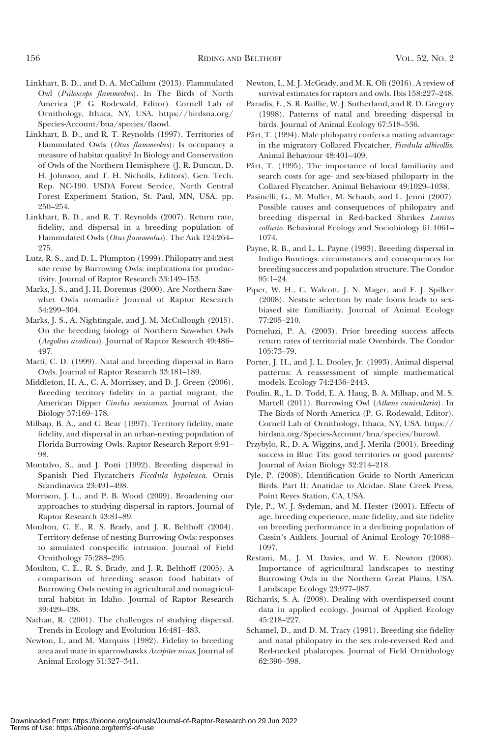Linkhart, B. D., and D. A. McCallum (2013). Flammulated Owl (*Psiloscops flammeolus*). In The Birds of North America (P. G. Rodewald, Editor). Cornell Lab of Ornithology, Ithaca, NY, USA. https://birdsna.org/Species-Account/bna/species/flaowl.

Linkhart, B. D., and R. T. Reynolds (1997). Territories of Flammulated Owls (*Otus flammeolus*): Is occupancy a measure of habitat quality? In Biology and Conservation of Owls of the Northern Hemisphere (J. R. Duncan, D. H. Johnson, and T. H. Nicholls, Editors). Gen. Tech. Rep. NC-190. USDA Forest Service, North Central Forest Experiment Station, St. Paul, MN, USA. pp. 250–254.

Linkhart, B. D., and R. T. Reynolds (2007). Return rate, fidelity, and dispersal in a breeding population of Flammulated Owls (*Otus flammeolus*). The Auk 124:264–275.

Lutz, R. S., and D. L. Plumpton (1999). Philopatry and nest site reuse by Burrowing Owls: implications for productivity. Journal of Raptor Research 33:149–153.

Marks, J. S., and J. H. Doremus (2000). Are Northern Saw-whet Owls nomadic? Journal of Raptor Research 34:299–304.

Marks, J. S., A. Nightingale, and J. M. McCullough (2015). On the breeding biology of Northern Saw-whet Owls (*Aegolius acadicus*). Journal of Raptor Research 49:486–497.

Marti, C. D. (1999). Natal and breeding dispersal in Barn Owls. Journal of Raptor Research 33:181–189.

Middleton, H. A., C. A. Morrissey, and D. J. Green (2006). Breeding territory fidelity in a partial migrant, the American Dipper *Cinclus mexicanus*. Journal of Avian Biology 37:169–178.

Millsap, B. A., and C. Bear (1997). Territory fidelity, mate fidelity, and dispersal in an urban-nesting population of Florida Burrowing Owls. Raptor Research Report 9:91–98.

Montalvo, S., and J. Potti (1992). Breeding dispersal in Spanish Pied Flycatchers *Ficedula hypoleuca*. Ornis Scandinavica 23:491–498.

Morrison, J. L., and P. B. Wood (2009). Broadening our approaches to studying dispersal in raptors. Journal of Raptor Research 43:81–89.

Moulton, C. E., R. S. Brady, and J. R. Belthoff (2004). Territory defense of nesting Burrowing Owls: responses to simulated conspecific intrusion. Journal of Field Ornithology 75:288–295.

Moulton, C. E., R. S. Brady, and J. R. Belthoff (2005). A comparison of breeding season food habitats of Burrowing Owls nesting in agricultural and nonagricultural habitat in Idaho. Journal of Raptor Research 39:429–438.

Nathan, R. (2001). The challenges of studying dispersal. Trends in Ecology and Evolution 16:481–483.

Newton, I., and M. Marquiss (1982). Fidelity to breeding area and mate in sparrowhawks *Accipiter nisus*. Journal of Animal Ecology 51:327–341.

Newton, I., M. J. McGrady, and M. K. Oli (2016). A review of survival estimates for raptors and owls. Ibis 158:227–248.

Paradis, E., S. R. Baillie, W. J. Sutherland, and R. D. Gregory (1998). Patterns of natal and breeding dispersal in birds. Journal of Animal Ecology 67:518–536.

Pärt, T. (1994). Male philopatry confers a mating advantage in the migratory Collared Flycatcher, *Ficedula albicollis*. Animal Behaviour 48:401–409.

Pärt, T. (1995). The importance of local familiarity and search costs for age- and sex-biased philoparty in the Collared Flycatcher. Animal Behaviour 49:1029–1038.

Pasinelli, G., M. Muller, M. Schaub, and L. Jenni (2007). Possible causes and consequences of philopatry and breeding dispersal in Red-backed Shrikes *Lanius collurio*. Behavioral Ecology and Sociobiology 61:1061–1074.

Payne, R. B., and L. L. Payne (1993). Breeding dispersal in Indigo Buntings: circumstances and consequences for breeding success and population structure. The Condor 95:1–24.

Piper, W. H., C. Walcott, J. N. Mager, and F. J. Spilker (2008). Nestsite selection by male loons leads to sex-biased site familiarity. Journal of Animal Ecology 77:205–210.

Porneluzi, P. A. (2003). Prior breeding success affects return rates of territorial male Ovenbirds. The Condor 105:73–79.

Porter, J. H., and J. L. Dooley, Jr. (1993). Animal dispersal patterns: A reassessment of simple mathematical models. Ecology 74:2436–2443.

Poulin, R., L. D. Todd, E. A. Haug, B. A. Millsap, and M. S. Martell (2011). Burrowing Owl (*Athene cunicularia*). In The Birds of North America (P. G. Rodewald, Editor). Cornell Lab of Ornithology, Ithaca, NY, USA. https://birdsna.org/Species-Account/bna/species/burowl.

Przybylo, R., D. A. Wiggins, and J. Merila (2001). Breeding success in Blue Tits: good territories or good parents? Journal of Avian Biology 32:214–218.

Pyle, P. (2008). Identification Guide to North American Birds. Part II: Anatidae to Alcidae. Slate Creek Press, Point Reyes Station, CA, USA.

Pyle, P., W. J. Sydeman, and M. Hester (2001). Effects of age, breeding experience, mate fidelity, and site fidelity on breeding performance in a declining population of Cassin's Auklets. Journal of Animal Ecology 70:1088–1097.

Restani, M., J. M. Davies, and W. E. Newton (2008). Importance of agricultural landscapes to nesting Burrowing Owls in the Northern Great Plains, USA. Landscape Ecology 23:977–987.

Richards, S. A. (2008). Dealing with overdispersed count data in applied ecology. Journal of Applied Ecology 45:218–227.

Schamel, D., and D. M. Tracy (1991). Breeding site fidelity and natal philopatry in the sex role-reversed Red and Red-necked phalaropes. Journal of Field Ornithology 62:390–398.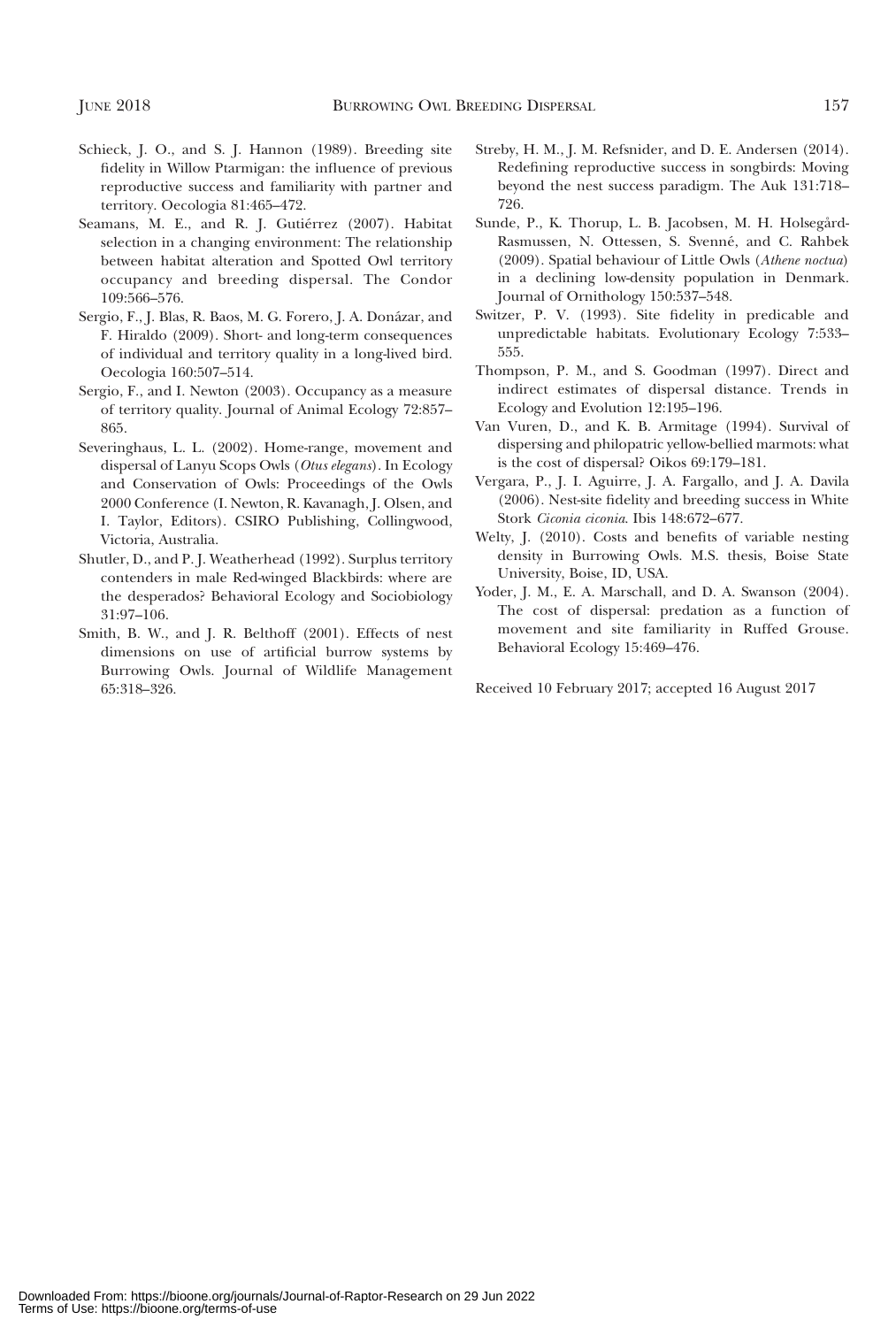Schieck, J. O., and S. J. Hannon (1989). Breeding site fidelity in Willow Ptarmigan: the influence of previous reproductive success and familiarity with partner and territory. Oecologia 81:465–472.

Seamans, M. E., and R. J. Gutiérrez (2007). Habitat selection in a changing environment: The relationship between habitat alteration and Spotted Owl territory occupancy and breeding dispersal. The Condor 109:566–576.

Sergio, F., J. Blas, R. Baos, M. G. Forero, J. A. Donázar, and F. Hiraldo (2009). Short- and long-term consequences of individual and territory quality in a long-lived bird. Oecologia 160:507–514.

Sergio, F., and I. Newton (2003). Occupancy as a measure of territory quality. Journal of Animal Ecology 72:857–865.

Severinghaus, L. L. (2002). Home-range, movement and dispersal of Lanyu Scops Owls (*Otus elegans*). In Ecology and Conservation of Owls: Proceedings of the Owls 2000 Conference (I. Newton, R. Kavanagh, J. Olsen, and I. Taylor, Editors). CSIRO Publishing, Collingwood, Victoria, Australia.

Shutler, D., and P. J. Weatherhead (1992). Surplus territory contenders in male Red-winged Blackbirds: where are the desperados? Behavioral Ecology and Sociobiology 31:97–106.

Smith, B. W., and J. R. Belthoff (2001). Effects of nest dimensions on use of artificial burrow systems by Burrowing Owls. Journal of Wildlife Management 65:318–326.

Streby, H. M., J. M. Refsnider, and D. E. Andersen (2014). Redefining reproductive success in songbirds: Moving beyond the nest success paradigm. The Auk 131:718–726.

Sunde, P., K. Thorup, L. B. Jacobsen, M. H. Holsegård-Rasmussen, N. Ottessen, S. Svenné, and C. Rahbek (2009). Spatial behaviour of Little Owls (*Athene noctua*) in a declining low-density population in Denmark. Journal of Ornithology 150:537–548.

Switzer, P. V. (1993). Site fidelity in predicable and unpredictable habitats. Evolutionary Ecology 7:533–555.

Thompson, P. M., and S. Goodman (1997). Direct and indirect estimates of dispersal distance. Trends in Ecology and Evolution 12:195–196.

Van Vuren, D., and K. B. Armitage (1994). Survival of dispersing and philopatric yellow-bellied marmots: what is the cost of dispersal? Oikos 69:179–181.

Vergara, P., J. I. Aguirre, J. A. Fargallo, and J. A. Davila (2006). Nest-site fidelity and breeding success in White Stork *Ciconia ciconia*. Ibis 148:672–677.

Welty, J. (2010). Costs and benefits of variable nesting density in Burrowing Owls. M.S. thesis, Boise State University, Boise, ID, USA.

Yoder, J. M., E. A. Marschall, and D. A. Swanson (2004). The cost of dispersal: predation as a function of movement and site familiarity in Ruffed Grouse. Behavioral Ecology 15:469–476.

Received 10 February 2017; accepted 16 August 2017